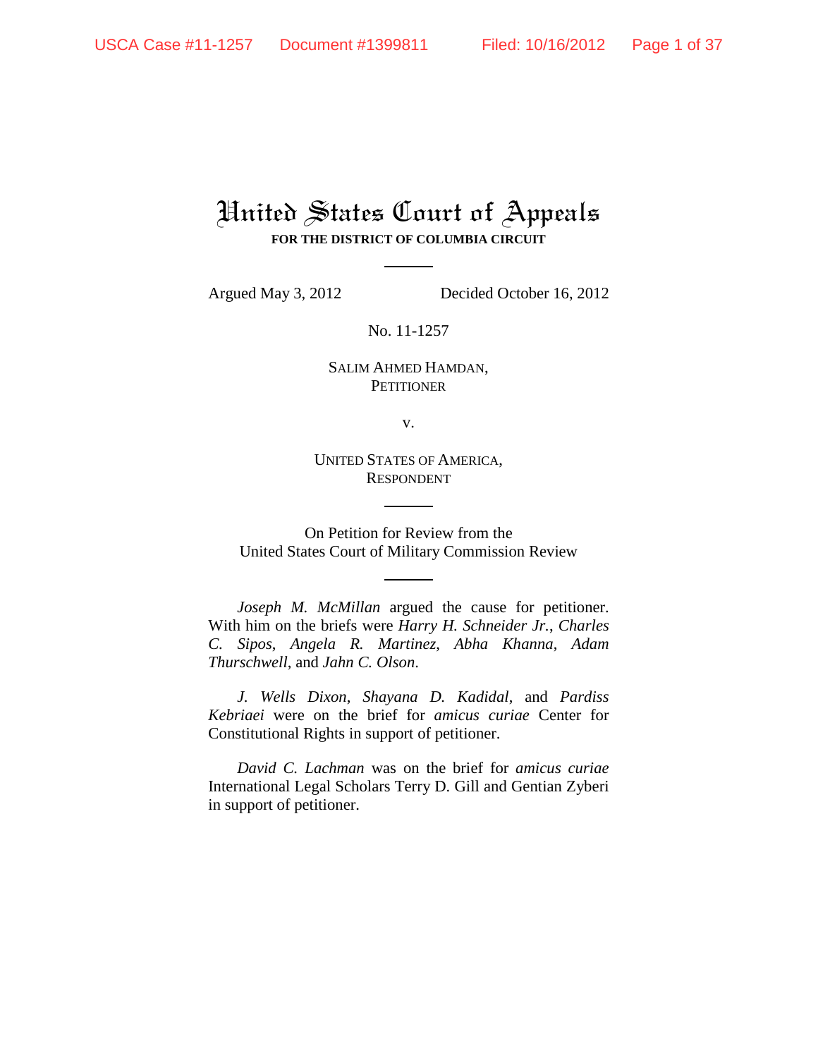# United States Court of Appeals

**FOR THE DISTRICT OF COLUMBIA CIRCUIT**

Argued May 3, 2012 Decided October 16, 2012

No. 11-1257

SALIM AHMED HAMDAN,
PETITIONER

v.

UNITED STATES OF AMERICA,
RESPONDENT

On Petition for Review from the
United States Court of Military Commission Review

*Joseph M. McMillan* argued the cause for petitioner. With him on the briefs were *Harry H. Schneider Jr.*, *Charles C. Sipos*, *Angela R. Martinez*, *Abha Khanna*, *Adam Thurschwell*, and *Jahn C. Olson*.

*J. Wells Dixon*, *Shayana D. Kadidal*, and *Pardiss Kebriaei* were on the brief for *amicus curiae* Center for Constitutional Rights in support of petitioner.

*David C. Lachman* was on the brief for *amicus curiae* International Legal Scholars Terry D. Gill and Gentian Zyberi in support of petitioner.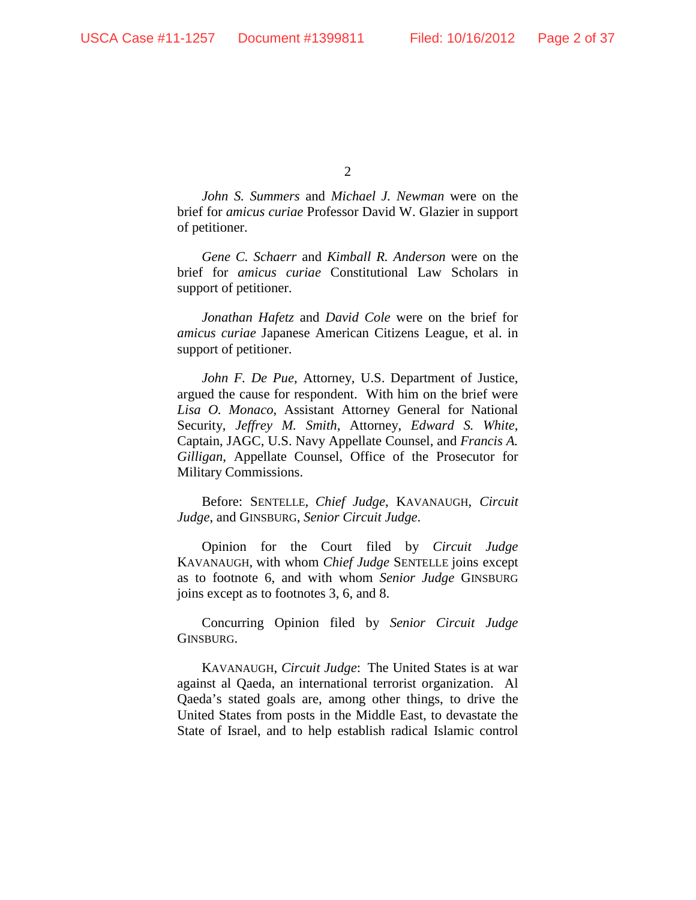*John S. Summers* and *Michael J. Newman* were on the brief for *amicus curiae* Professor David W. Glazier in support of petitioner.

*Gene C. Schaerr* and *Kimball R. Anderson* were on the brief for *amicus curiae* Constitutional Law Scholars in support of petitioner.

*Jonathan Hafetz* and *David Cole* were on the brief for *amicus curiae* Japanese American Citizens League, et al. in support of petitioner.

*John F. De Pue*, Attorney, U.S. Department of Justice, argued the cause for respondent. With him on the brief were *Lisa O. Monaco*, Assistant Attorney General for National Security, *Jeffrey M. Smith*, Attorney, *Edward S. White*, Captain, JAGC, U.S. Navy Appellate Counsel, and *Francis A. Gilligan*, Appellate Counsel, Office of the Prosecutor for Military Commissions.

Before: SENTELLE, *Chief Judge*, KAVANAUGH, *Circuit Judge*, and GINSBURG, *Senior Circuit Judge*.

Opinion for the Court filed by *Circuit Judge* KAVANAUGH, with whom *Chief Judge* SENTELLE joins except as to footnote 6, and with whom *Senior Judge* GINSBURG joins except as to footnotes 3, 6, and 8.

Concurring Opinion filed by *Senior Circuit Judge* GINSBURG.

KAVANAUGH, *Circuit Judge*: The United States is at war against al Qaeda, an international terrorist organization. Al Qaeda's stated goals are, among other things, to drive the United States from posts in the Middle East, to devastate the State of Israel, and to help establish radical Islamic control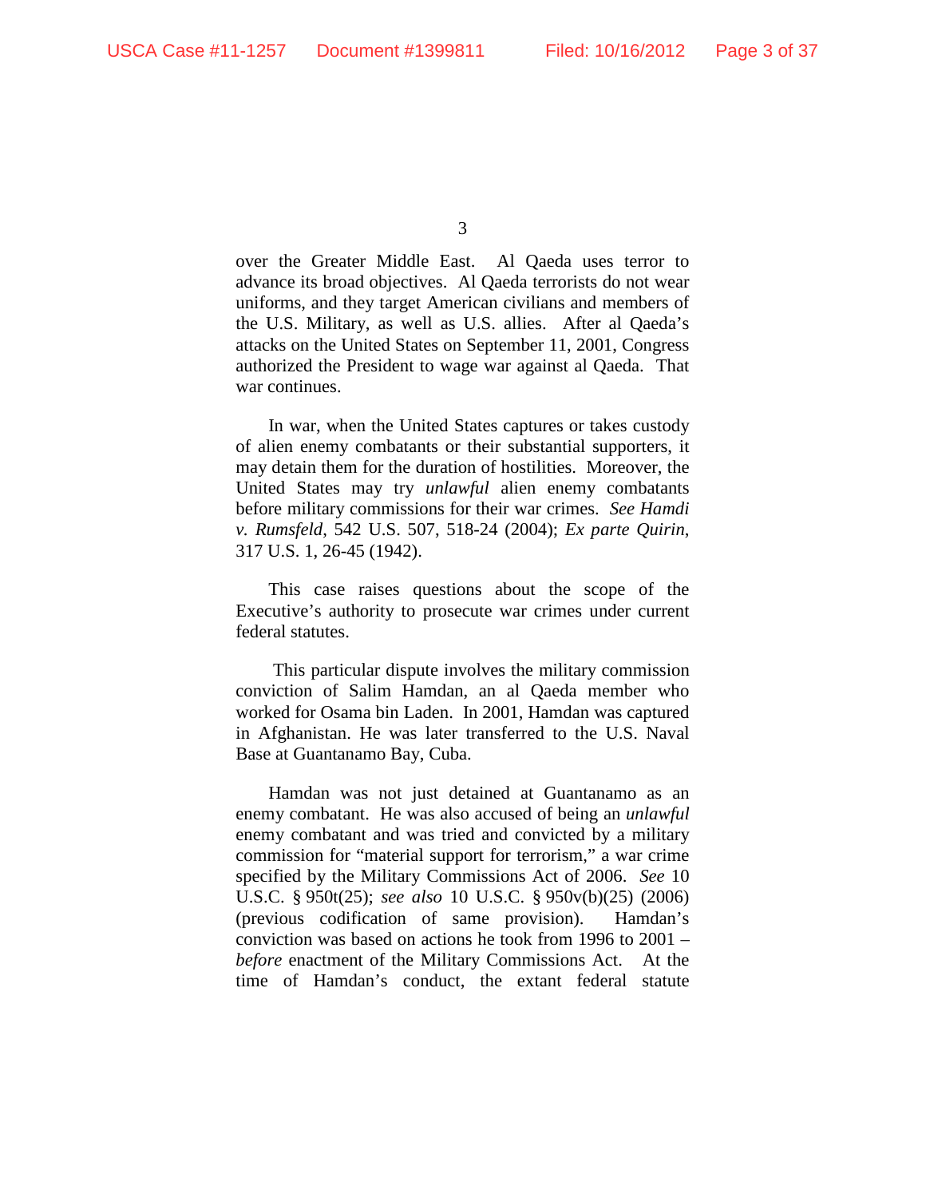over the Greater Middle East. Al Qaeda uses terror to advance its broad objectives. Al Qaeda terrorists do not wear uniforms, and they target American civilians and members of the U.S. Military, as well as U.S. allies. After al Qaeda's attacks on the United States on September 11, 2001, Congress authorized the President to wage war against al Qaeda. That war continues.

In war, when the United States captures or takes custody of alien enemy combatants or their substantial supporters, it may detain them for the duration of hostilities. Moreover, the United States may try *unlawful* alien enemy combatants before military commissions for their war crimes. *See Hamdi v. Rumsfeld*, 542 U.S. 507, 518-24 (2004); *Ex parte Quirin*, 317 U.S. 1, 26-45 (1942).

This case raises questions about the scope of the Executive's authority to prosecute war crimes under current federal statutes.

This particular dispute involves the military commission conviction of Salim Hamdan, an al Qaeda member who worked for Osama bin Laden. In 2001, Hamdan was captured in Afghanistan. He was later transferred to the U.S. Naval Base at Guantanamo Bay, Cuba.

Hamdan was not just detained at Guantanamo as an enemy combatant. He was also accused of being an *unlawful* enemy combatant and was tried and convicted by a military commission for "material support for terrorism," a war crime specified by the Military Commissions Act of 2006. *See* 10 U.S.C. § 950t(25); *see also* 10 U.S.C. § 950v(b)(25) (2006) (previous codification of same provision). Hamdan's conviction was based on actions he took from 1996 to 2001 – *before* enactment of the Military Commissions Act. At the time of Hamdan's conduct, the extant federal statute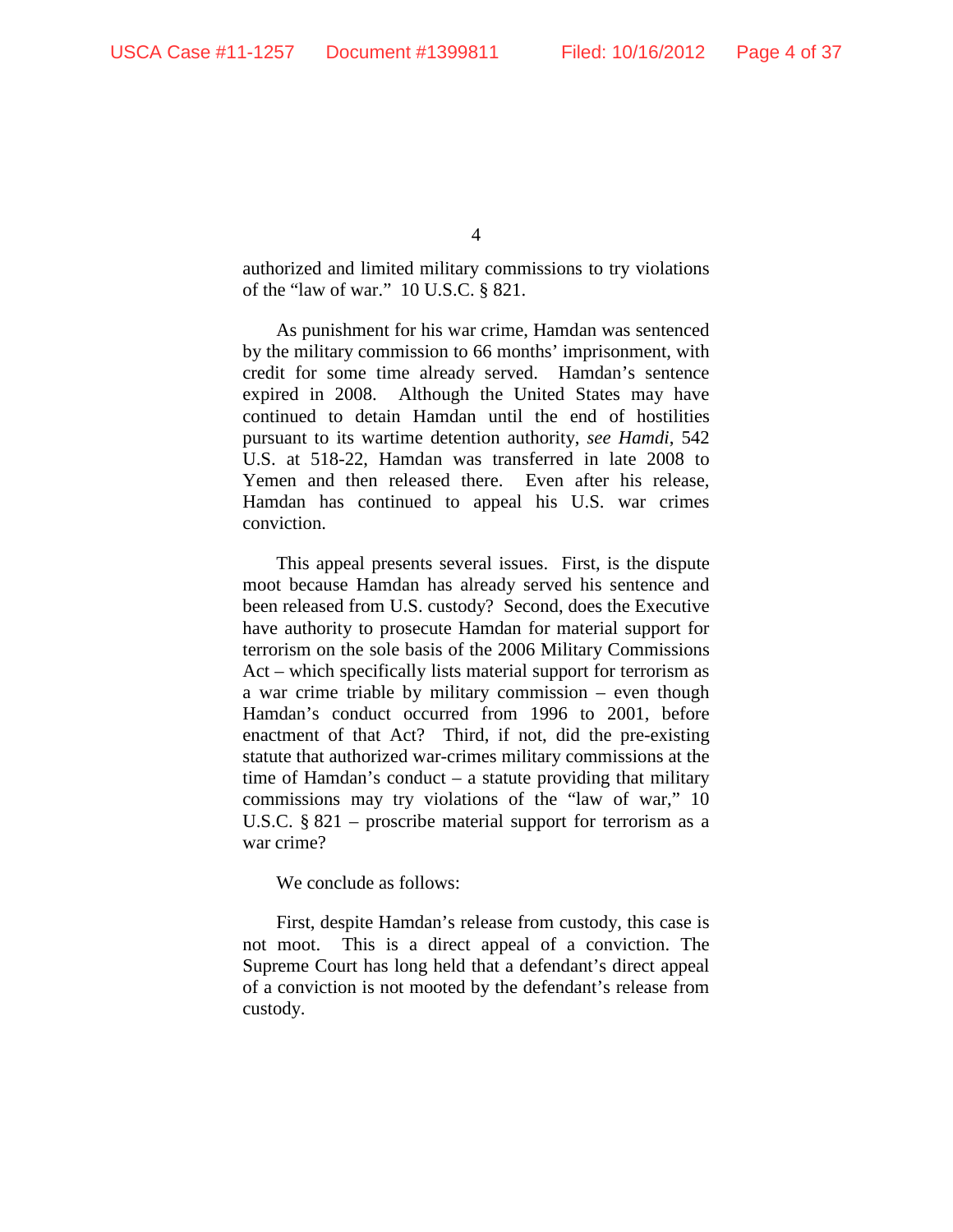authorized and limited military commissions to try violations of the "law of war." 10 U.S.C. § 821.

As punishment for his war crime, Hamdan was sentenced by the military commission to 66 months' imprisonment, with credit for some time already served. Hamdan's sentence expired in 2008. Although the United States may have continued to detain Hamdan until the end of hostilities pursuant to its wartime detention authority, *see Hamdi*, 542 U.S. at 518-22, Hamdan was transferred in late 2008 to Yemen and then released there. Even after his release, Hamdan has continued to appeal his U.S. war crimes conviction.

This appeal presents several issues. First, is the dispute moot because Hamdan has already served his sentence and been released from U.S. custody? Second, does the Executive have authority to prosecute Hamdan for material support for terrorism on the sole basis of the 2006 Military Commissions Act – which specifically lists material support for terrorism as a war crime triable by military commission – even though Hamdan's conduct occurred from 1996 to 2001, before enactment of that Act? Third, if not, did the pre-existing statute that authorized war-crimes military commissions at the time of Hamdan's conduct – a statute providing that military commissions may try violations of the "law of war," 10 U.S.C. § 821 – proscribe material support for terrorism as a war crime?

We conclude as follows:

First, despite Hamdan's release from custody, this case is not moot. This is a direct appeal of a conviction. The Supreme Court has long held that a defendant's direct appeal of a conviction is not mooted by the defendant's release from custody.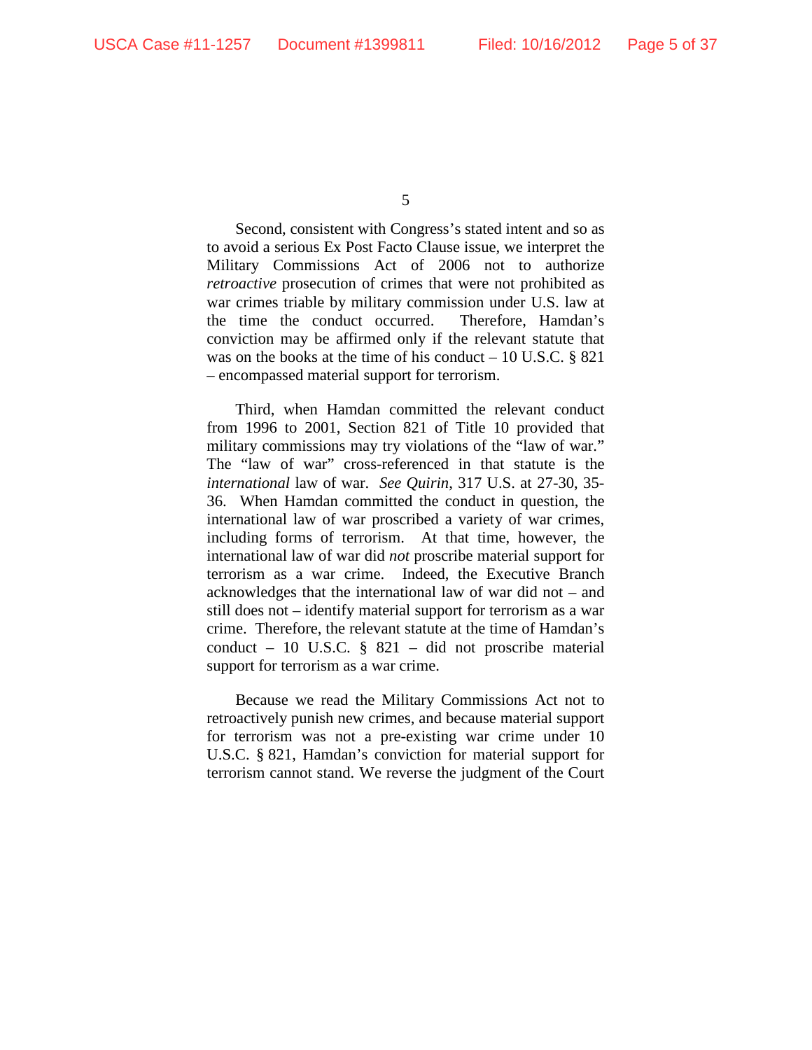Second, consistent with Congress's stated intent and so as to avoid a serious Ex Post Facto Clause issue, we interpret the Military Commissions Act of 2006 not to authorize *retroactive* prosecution of crimes that were not prohibited as war crimes triable by military commission under U.S. law at the time the conduct occurred. Therefore, Hamdan's conviction may be affirmed only if the relevant statute that was on the books at the time of his conduct – 10 U.S.C. § 821 – encompassed material support for terrorism.

Third, when Hamdan committed the relevant conduct from 1996 to 2001, Section 821 of Title 10 provided that military commissions may try violations of the "law of war." The "law of war" cross-referenced in that statute is the *international* law of war. *See Quirin*, 317 U.S. at 27-30, 35-36. When Hamdan committed the conduct in question, the international law of war proscribed a variety of war crimes, including forms of terrorism. At that time, however, the international law of war did *not* proscribe material support for terrorism as a war crime. Indeed, the Executive Branch acknowledges that the international law of war did not – and still does not – identify material support for terrorism as a war crime. Therefore, the relevant statute at the time of Hamdan's conduct – 10 U.S.C. § 821 – did not proscribe material support for terrorism as a war crime.

Because we read the Military Commissions Act not to retroactively punish new crimes, and because material support for terrorism was not a pre-existing war crime under 10 U.S.C. § 821, Hamdan's conviction for material support for terrorism cannot stand. We reverse the judgment of the Court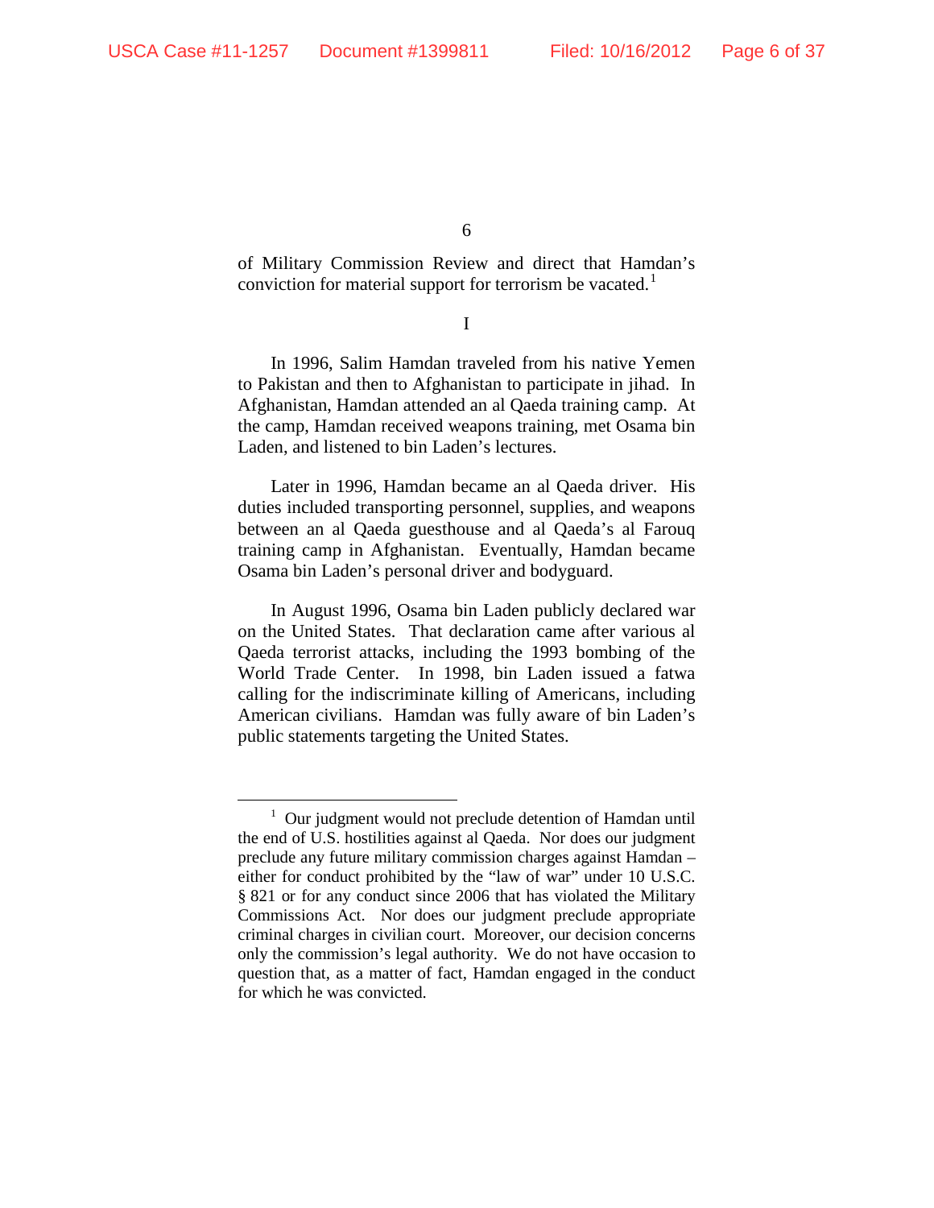of Military Commission Review and direct that Hamdan's conviction for material support for terrorism be vacated.[1]

## I

In 1996, Salim Hamdan traveled from his native Yemen to Pakistan and then to Afghanistan to participate in jihad. In Afghanistan, Hamdan attended an al Qaeda training camp. At the camp, Hamdan received weapons training, met Osama bin Laden, and listened to bin Laden's lectures.

Later in 1996, Hamdan became an al Qaeda driver. His duties included transporting personnel, supplies, and weapons between an al Qaeda guesthouse and al Qaeda's al Farouq training camp in Afghanistan. Eventually, Hamdan became Osama bin Laden's personal driver and bodyguard.

In August 1996, Osama bin Laden publicly declared war on the United States. That declaration came after various al Qaeda terrorist attacks, including the 1993 bombing of the World Trade Center. In 1998, bin Laden issued a fatwa calling for the indiscriminate killing of Americans, including American civilians. Hamdan was fully aware of bin Laden's public statements targeting the United States.

---

[1] Our judgment would not preclude detention of Hamdan until the end of U.S. hostilities against al Qaeda. Nor does our judgment preclude any future military commission charges against Hamdan – either for conduct prohibited by the "law of war" under 10 U.S.C. § 821 or for any conduct since 2006 that has violated the Military Commissions Act. Nor does our judgment preclude appropriate criminal charges in civilian court. Moreover, our decision concerns only the commission's legal authority. We do not have occasion to question that, as a matter of fact, Hamdan engaged in the conduct for which he was convicted.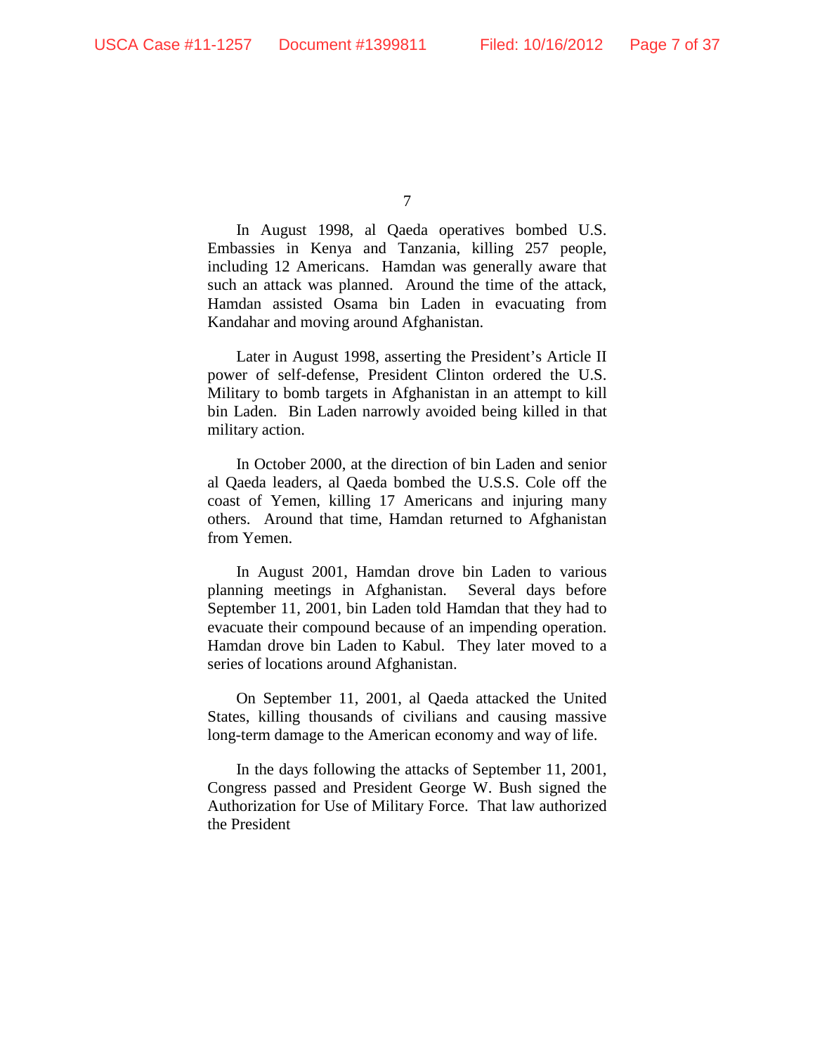In August 1998, al Qaeda operatives bombed U.S. Embassies in Kenya and Tanzania, killing 257 people, including 12 Americans. Hamdan was generally aware that such an attack was planned. Around the time of the attack, Hamdan assisted Osama bin Laden in evacuating from Kandahar and moving around Afghanistan.

Later in August 1998, asserting the President's Article II power of self-defense, President Clinton ordered the U.S. Military to bomb targets in Afghanistan in an attempt to kill bin Laden. Bin Laden narrowly avoided being killed in that military action.

In October 2000, at the direction of bin Laden and senior al Qaeda leaders, al Qaeda bombed the U.S.S. Cole off the coast of Yemen, killing 17 Americans and injuring many others. Around that time, Hamdan returned to Afghanistan from Yemen.

In August 2001, Hamdan drove bin Laden to various planning meetings in Afghanistan. Several days before September 11, 2001, bin Laden told Hamdan that they had to evacuate their compound because of an impending operation. Hamdan drove bin Laden to Kabul. They later moved to a series of locations around Afghanistan.

On September 11, 2001, al Qaeda attacked the United States, killing thousands of civilians and causing massive long-term damage to the American economy and way of life.

In the days following the attacks of September 11, 2001, Congress passed and President George W. Bush signed the Authorization for Use of Military Force. That law authorized the President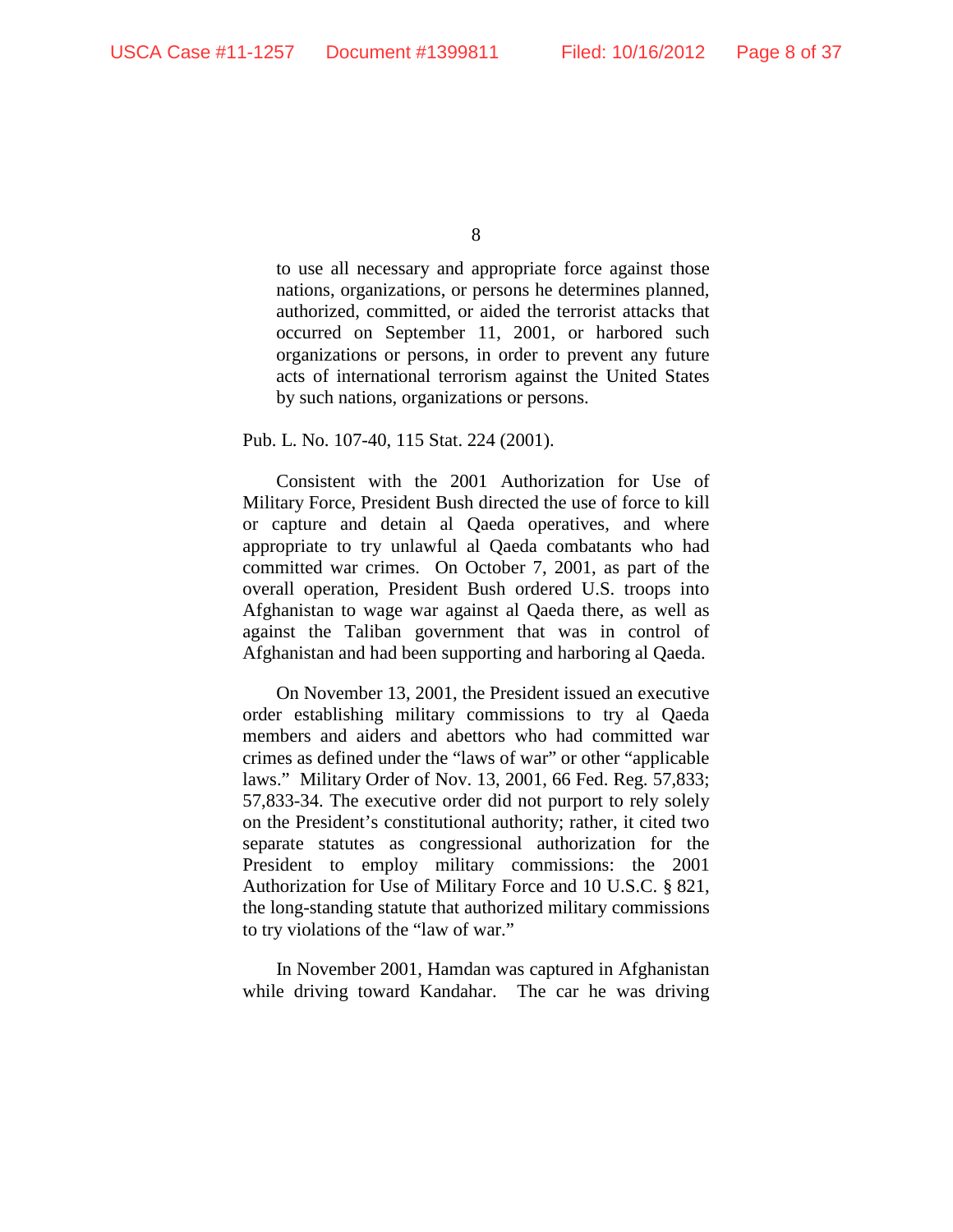> to use all necessary and appropriate force against those nations, organizations, or persons he determines planned, authorized, committed, or aided the terrorist attacks that occurred on September 11, 2001, or harbored such organizations or persons, in order to prevent any future acts of international terrorism against the United States by such nations, organizations or persons.

Pub. L. No. 107-40, 115 Stat. 224 (2001).

Consistent with the 2001 Authorization for Use of Military Force, President Bush directed the use of force to kill or capture and detain al Qaeda operatives, and where appropriate to try unlawful al Qaeda combatants who had committed war crimes. On October 7, 2001, as part of the overall operation, President Bush ordered U.S. troops into Afghanistan to wage war against al Qaeda there, as well as against the Taliban government that was in control of Afghanistan and had been supporting and harboring al Qaeda.

On November 13, 2001, the President issued an executive order establishing military commissions to try al Qaeda members and aiders and abettors who had committed war crimes as defined under the "laws of war" or other "applicable laws." Military Order of Nov. 13, 2001, 66 Fed. Reg. 57,833; 57,833-34. The executive order did not purport to rely solely on the President's constitutional authority; rather, it cited two separate statutes as congressional authorization for the President to employ military commissions: the 2001 Authorization for Use of Military Force and 10 U.S.C. § 821, the long-standing statute that authorized military commissions to try violations of the "law of war."

In November 2001, Hamdan was captured in Afghanistan while driving toward Kandahar. The car he was driving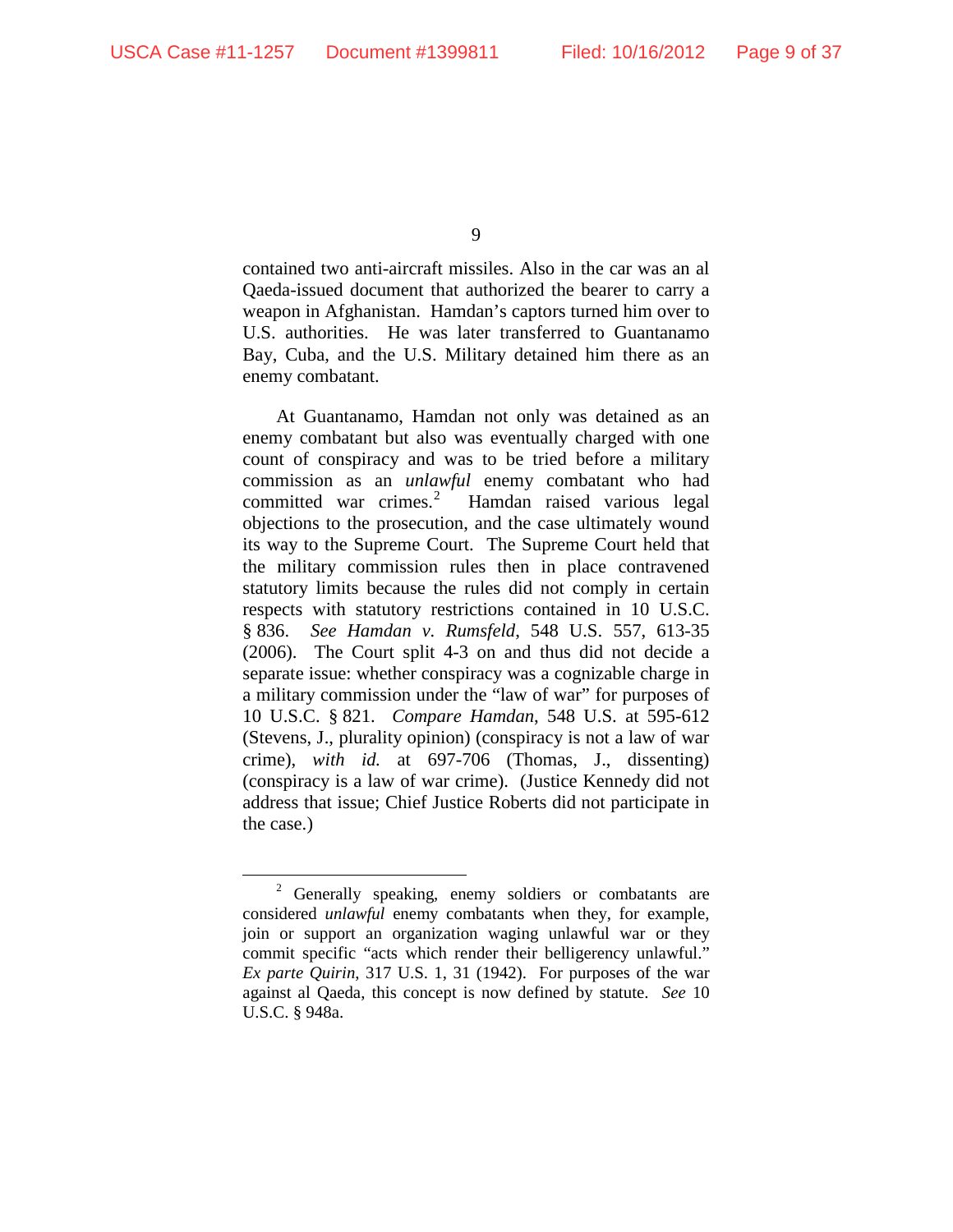contained two anti-aircraft missiles. Also in the car was an al Qaeda-issued document that authorized the bearer to carry a weapon in Afghanistan. Hamdan's captors turned him over to U.S. authorities. He was later transferred to Guantanamo Bay, Cuba, and the U.S. Military detained him there as an enemy combatant.

At Guantanamo, Hamdan not only was detained as an enemy combatant but also was eventually charged with one count of conspiracy and was to be tried before a military commission as an *unlawful* enemy combatant who had committed war crimes.[2] Hamdan raised various legal objections to the prosecution, and the case ultimately wound its way to the Supreme Court. The Supreme Court held that the military commission rules then in place contravened statutory limits because the rules did not comply in certain respects with statutory restrictions contained in 10 U.S.C. § 836. *See Hamdan v. Rumsfeld*, 548 U.S. 557, 613-35 (2006). The Court split 4-3 on and thus did not decide a separate issue: whether conspiracy was a cognizable charge in a military commission under the "law of war" for purposes of 10 U.S.C. § 821. *Compare Hamdan*, 548 U.S. at 595-612 (Stevens, J., plurality opinion) (conspiracy is not a law of war crime), *with id.* at 697-706 (Thomas, J., dissenting) (conspiracy is a law of war crime). (Justice Kennedy did not address that issue; Chief Justice Roberts did not participate in the case.)

---

[2] Generally speaking, enemy soldiers or combatants are considered *unlawful* enemy combatants when they, for example, join or support an organization waging unlawful war or they commit specific "acts which render their belligerency unlawful." *Ex parte Quirin*, 317 U.S. 1, 31 (1942). For purposes of the war against al Qaeda, this concept is now defined by statute. *See* 10 U.S.C. § 948a.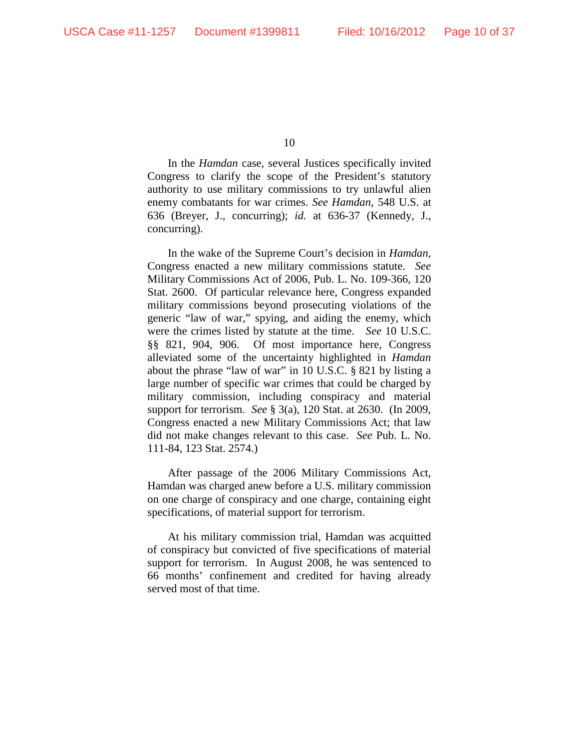In the *Hamdan* case, several Justices specifically invited Congress to clarify the scope of the President's statutory authority to use military commissions to try unlawful alien enemy combatants for war crimes. *See Hamdan*, 548 U.S. at 636 (Breyer, J., concurring); *id.* at 636-37 (Kennedy, J., concurring).

In the wake of the Supreme Court's decision in *Hamdan*, Congress enacted a new military commissions statute. *See* Military Commissions Act of 2006, Pub. L. No. 109-366, 120 Stat. 2600. Of particular relevance here, Congress expanded military commissions beyond prosecuting violations of the generic "law of war," spying, and aiding the enemy, which were the crimes listed by statute at the time. *See* 10 U.S.C. §§ 821, 904, 906. Of most importance here, Congress alleviated some of the uncertainty highlighted in *Hamdan* about the phrase "law of war" in 10 U.S.C. § 821 by listing a large number of specific war crimes that could be charged by military commission, including conspiracy and material support for terrorism. *See* § 3(a), 120 Stat. at 2630. (In 2009, Congress enacted a new Military Commissions Act; that law did not make changes relevant to this case. *See* Pub. L. No. 111-84, 123 Stat. 2574.)

After passage of the 2006 Military Commissions Act, Hamdan was charged anew before a U.S. military commission on one charge of conspiracy and one charge, containing eight specifications, of material support for terrorism.

At his military commission trial, Hamdan was acquitted of conspiracy but convicted of five specifications of material support for terrorism. In August 2008, he was sentenced to 66 months' confinement and credited for having already served most of that time.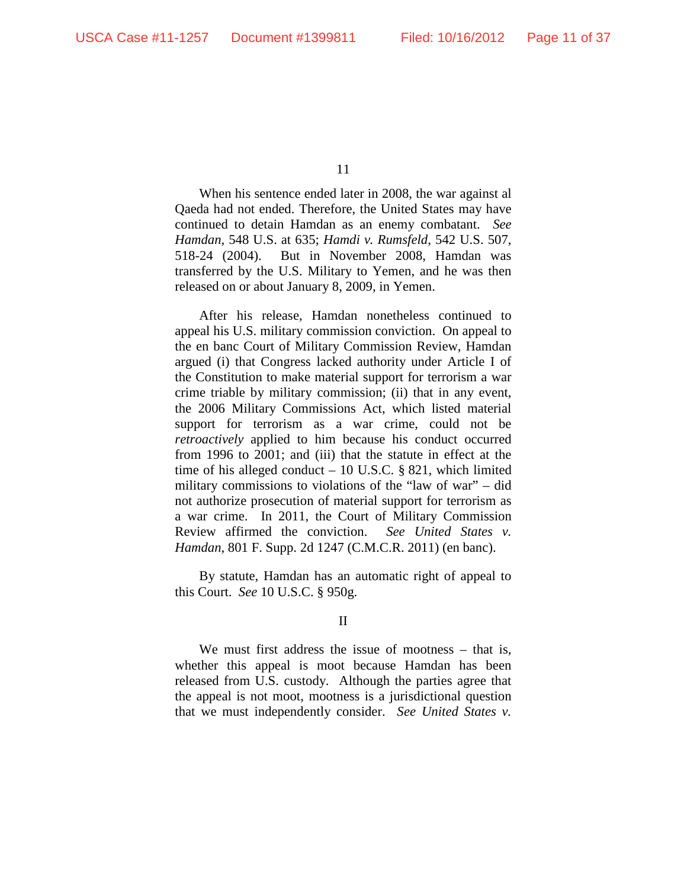When his sentence ended later in 2008, the war against al Qaeda had not ended. Therefore, the United States may have continued to detain Hamdan as an enemy combatant. *See Hamdan*, 548 U.S. at 635; *Hamdi v. Rumsfeld*, 542 U.S. 507, 518-24 (2004). But in November 2008, Hamdan was transferred by the U.S. Military to Yemen, and he was then released on or about January 8, 2009, in Yemen.

After his release, Hamdan nonetheless continued to appeal his U.S. military commission conviction. On appeal to the en banc Court of Military Commission Review, Hamdan argued (i) that Congress lacked authority under Article I of the Constitution to make material support for terrorism a war crime triable by military commission; (ii) that in any event, the 2006 Military Commissions Act, which listed material support for terrorism as a war crime, could not be *retroactively* applied to him because his conduct occurred from 1996 to 2001; and (iii) that the statute in effect at the time of his alleged conduct – 10 U.S.C. § 821, which limited military commissions to violations of the "law of war" – did not authorize prosecution of material support for terrorism as a war crime. In 2011, the Court of Military Commission Review affirmed the conviction. *See United States v. Hamdan*, 801 F. Supp. 2d 1247 (C.M.C.R. 2011) (en banc).

By statute, Hamdan has an automatic right of appeal to this Court. *See* 10 U.S.C. § 950g.

## II

We must first address the issue of mootness – that is, whether this appeal is moot because Hamdan has been released from U.S. custody. Although the parties agree that the appeal is not moot, mootness is a jurisdictional question that we must independently consider. *See United States v.*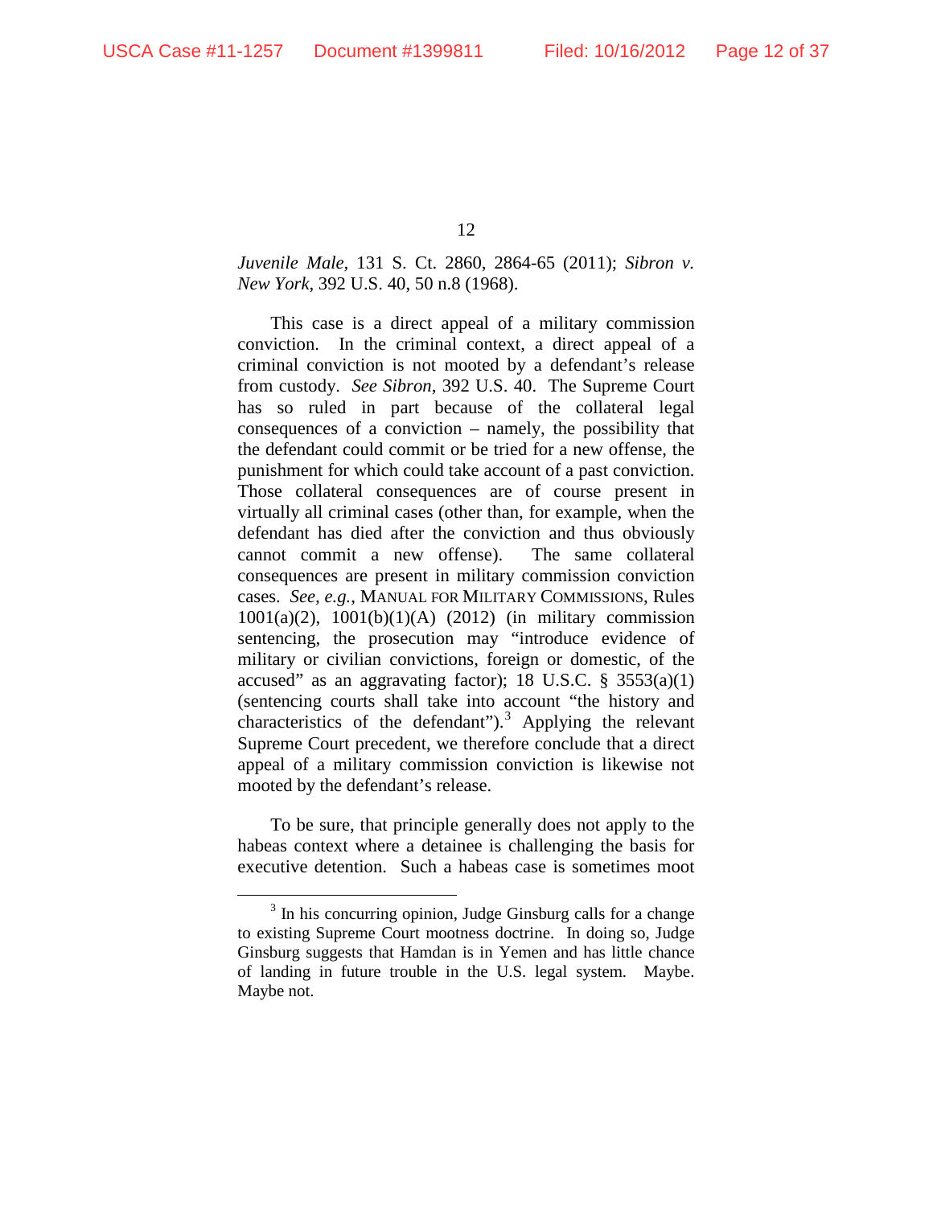*Juvenile Male*, 131 S. Ct. 2860, 2864-65 (2011); *Sibron v. New York*, 392 U.S. 40, 50 n.8 (1968).

This case is a direct appeal of a military commission conviction. In the criminal context, a direct appeal of a criminal conviction is not mooted by a defendant's release from custody. *See Sibron*, 392 U.S. 40. The Supreme Court has so ruled in part because of the collateral legal consequences of a conviction – namely, the possibility that the defendant could commit or be tried for a new offense, the punishment for which could take account of a past conviction. Those collateral consequences are of course present in virtually all criminal cases (other than, for example, when the defendant has died after the conviction and thus obviously cannot commit a new offense). The same collateral consequences are present in military commission conviction cases. *See, e.g.*, MANUAL FOR MILITARY COMMISSIONS, Rules 1001(a)(2), 1001(b)(1)(A) (2012) (in military commission sentencing, the prosecution may "introduce evidence of military or civilian convictions, foreign or domestic, of the accused" as an aggravating factor); 18 U.S.C. § 3553(a)(1) (sentencing courts shall take into account "the history and characteristics of the defendant").[3] Applying the relevant Supreme Court precedent, we therefore conclude that a direct appeal of a military commission conviction is likewise not mooted by the defendant's release.

To be sure, that principle generally does not apply to the habeas context where a detainee is challenging the basis for executive detention. Such a habeas case is sometimes moot

---

[3] In his concurring opinion, Judge Ginsburg calls for a change to existing Supreme Court mootness doctrine. In doing so, Judge Ginsburg suggests that Hamdan is in Yemen and has little chance of landing in future trouble in the U.S. legal system. Maybe. Maybe not.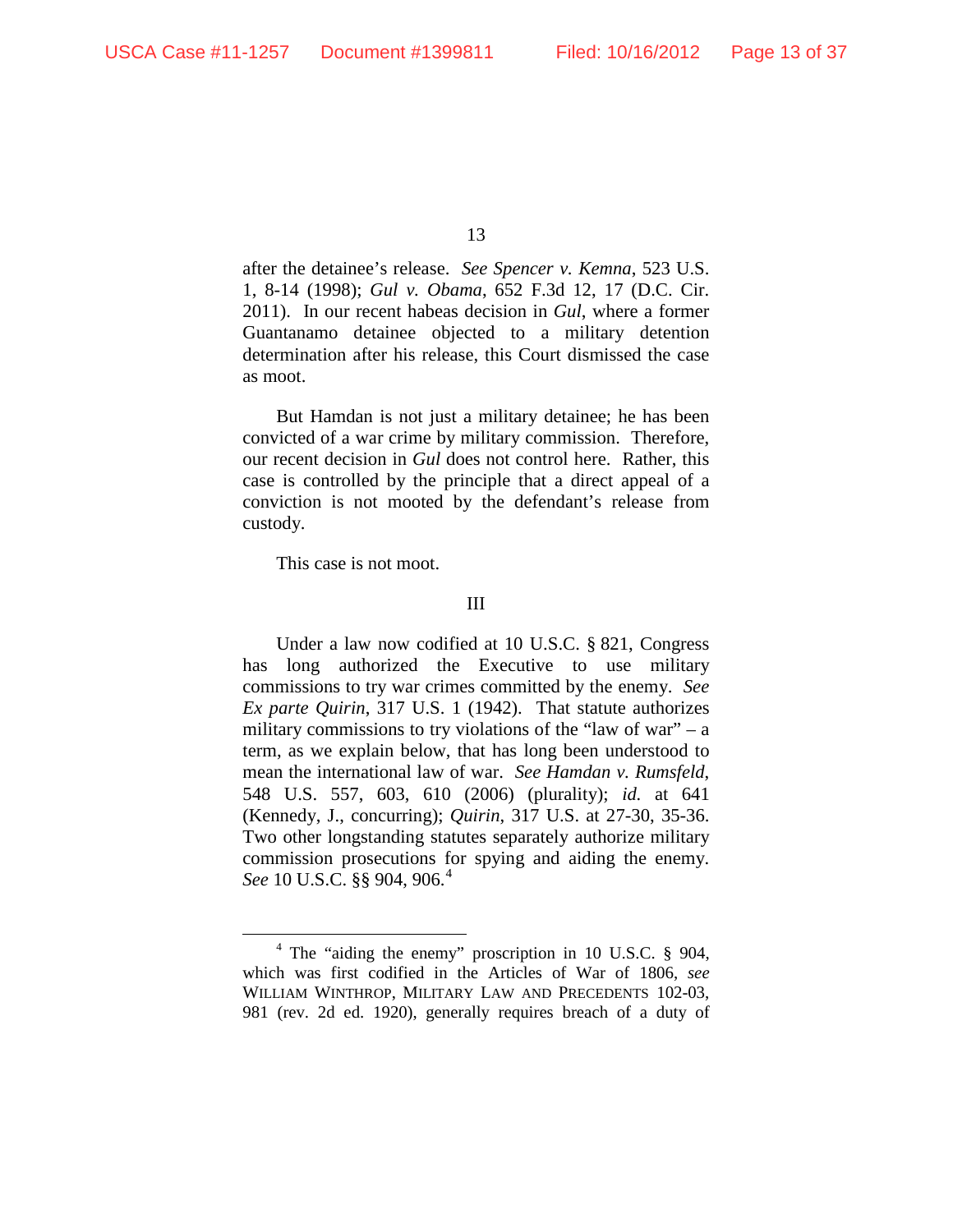after the detainee's release. *See Spencer v. Kemna*, 523 U.S. 1, 8-14 (1998); *Gul v. Obama*, 652 F.3d 12, 17 (D.C. Cir. 2011). In our recent habeas decision in *Gul*, where a former Guantanamo detainee objected to a military detention determination after his release, this Court dismissed the case as moot.

But Hamdan is not just a military detainee; he has been convicted of a war crime by military commission. Therefore, our recent decision in *Gul* does not control here. Rather, this case is controlled by the principle that a direct appeal of a conviction is not mooted by the defendant's release from custody.

This case is not moot.

## III

Under a law now codified at 10 U.S.C. § 821, Congress has long authorized the Executive to use military commissions to try war crimes committed by the enemy. *See Ex parte Quirin*, 317 U.S. 1 (1942). That statute authorizes military commissions to try violations of the "law of war" – a term, as we explain below, that has long been understood to mean the international law of war. *See Hamdan v. Rumsfeld*, 548 U.S. 557, 603, 610 (2006) (plurality); *id.* at 641 (Kennedy, J., concurring); *Quirin*, 317 U.S. at 27-30, 35-36. Two other longstanding statutes separately authorize military commission prosecutions for spying and aiding the enemy. *See* 10 U.S.C. §§ 904, 906.[4]

---

[4] The "aiding the enemy" proscription in 10 U.S.C. § 904, which was first codified in the Articles of War of 1806, *see* WILLIAM WINTHROP, MILITARY LAW AND PRECEDENTS 102-03, 981 (rev. 2d ed. 1920), generally requires breach of a duty of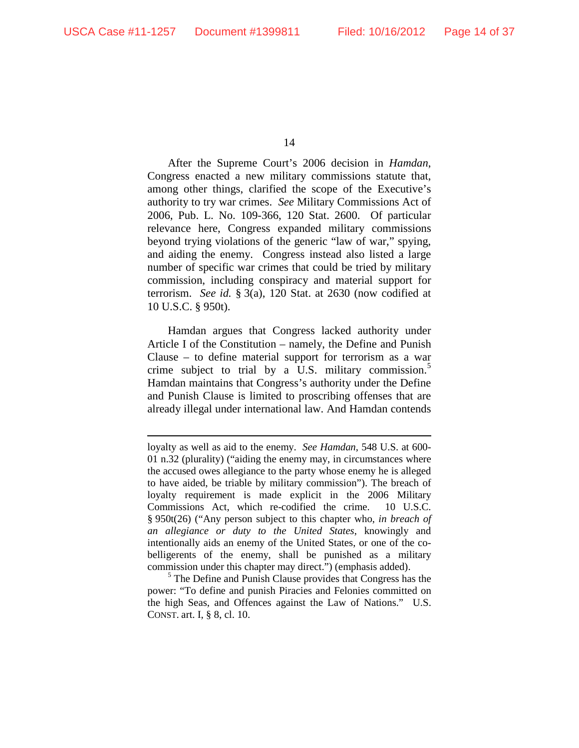After the Supreme Court's 2006 decision in *Hamdan*, Congress enacted a new military commissions statute that, among other things, clarified the scope of the Executive's authority to try war crimes. *See* Military Commissions Act of 2006, Pub. L. No. 109-366, 120 Stat. 2600. Of particular relevance here, Congress expanded military commissions beyond trying violations of the generic "law of war," spying, and aiding the enemy. Congress instead also listed a large number of specific war crimes that could be tried by military commission, including conspiracy and material support for terrorism. *See id.* § 3(a), 120 Stat. at 2630 (now codified at 10 U.S.C. § 950t).

Hamdan argues that Congress lacked authority under Article I of the Constitution – namely, the Define and Punish Clause – to define material support for terrorism as a war crime subject to trial by a U.S. military commission.[5] Hamdan maintains that Congress's authority under the Define and Punish Clause is limited to proscribing offenses that are already illegal under international law. And Hamdan contends

---

loyalty as well as aid to the enemy. *See Hamdan*, 548 U.S. at 600-01 n.32 (plurality) ("aiding the enemy may, in circumstances where the accused owes allegiance to the party whose enemy he is alleged to have aided, be triable by military commission"). The breach of loyalty requirement is made explicit in the 2006 Military Commissions Act, which re-codified the crime. 10 U.S.C. § 950t(26) ("Any person subject to this chapter who, *in breach of an allegiance or duty to the United States*, knowingly and intentionally aids an enemy of the United States, or one of the co-belligerents of the enemy, shall be punished as a military commission under this chapter may direct.") (emphasis added).

[5] The Define and Punish Clause provides that Congress has the power: "To define and punish Piracies and Felonies committed on the high Seas, and Offences against the Law of Nations." U.S. CONST. art. I, § 8, cl. 10.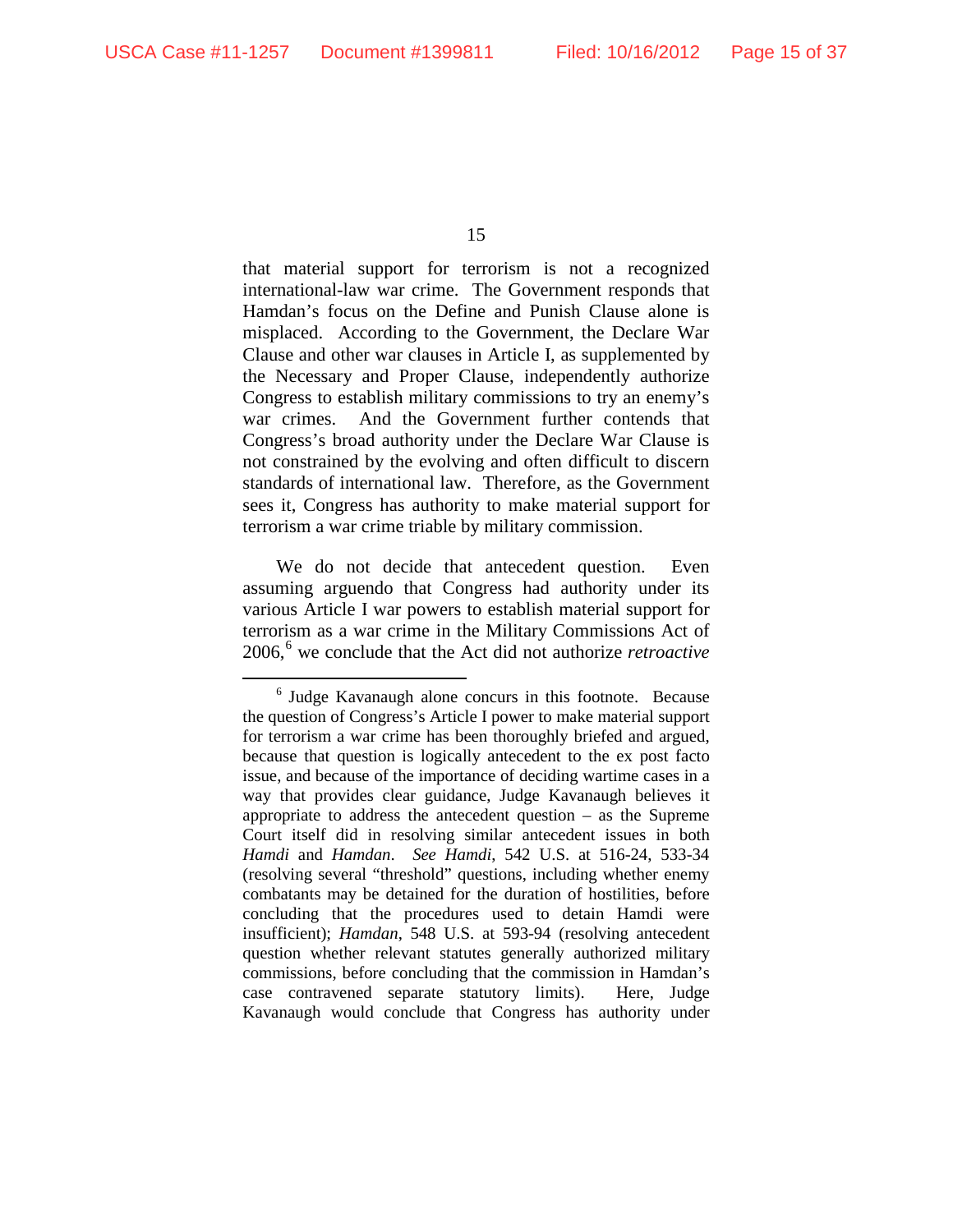that material support for terrorism is not a recognized international-law war crime. The Government responds that Hamdan's focus on the Define and Punish Clause alone is misplaced. According to the Government, the Declare War Clause and other war clauses in Article I, as supplemented by the Necessary and Proper Clause, independently authorize Congress to establish military commissions to try an enemy's war crimes. And the Government further contends that Congress's broad authority under the Declare War Clause is not constrained by the evolving and often difficult to discern standards of international law. Therefore, as the Government sees it, Congress has authority to make material support for terrorism a war crime triable by military commission.

We do not decide that antecedent question. Even assuming arguendo that Congress had authority under its various Article I war powers to establish material support for terrorism as a war crime in the Military Commissions Act of 2006,[6] we conclude that the Act did not authorize *retroactive*

[6] Judge Kavanaugh alone concurs in this footnote. Because the question of Congress's Article I power to make material support for terrorism a war crime has been thoroughly briefed and argued, because that question is logically antecedent to the ex post facto issue, and because of the importance of deciding wartime cases in a way that provides clear guidance, Judge Kavanaugh believes it appropriate to address the antecedent question – as the Supreme Court itself did in resolving similar antecedent issues in both *Hamdi* and *Hamdan*. *See Hamdi*, 542 U.S. at 516-24, 533-34 (resolving several "threshold" questions, including whether enemy combatants may be detained for the duration of hostilities, before concluding that the procedures used to detain Hamdi were insufficient); *Hamdan*, 548 U.S. at 593-94 (resolving antecedent question whether relevant statutes generally authorized military commissions, before concluding that the commission in Hamdan's case contravened separate statutory limits). Here, Judge Kavanaugh would conclude that Congress has authority under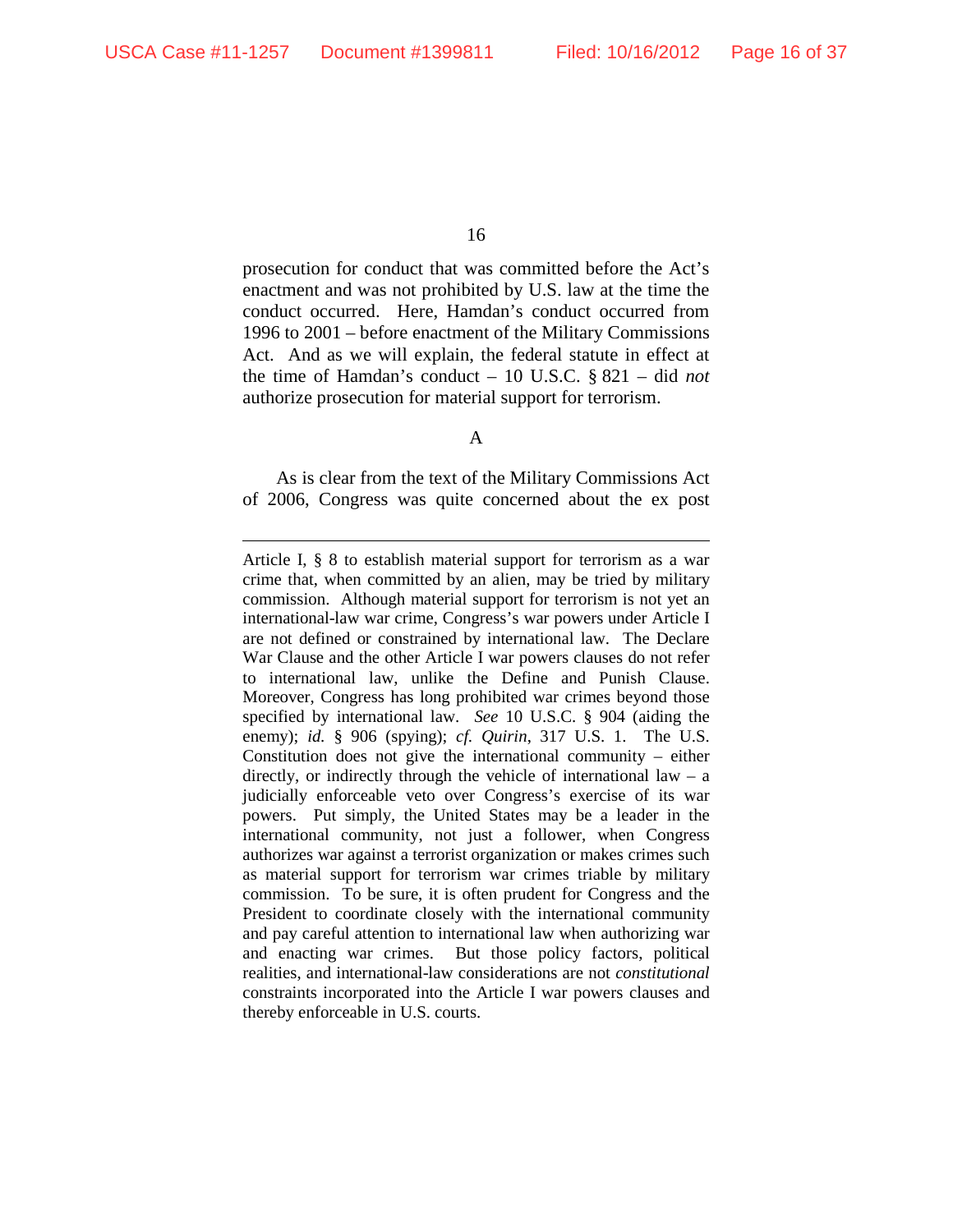prosecution for conduct that was committed before the Act's enactment and was not prohibited by U.S. law at the time the conduct occurred. Here, Hamdan's conduct occurred from 1996 to 2001 – before enactment of the Military Commissions Act. And as we will explain, the federal statute in effect at the time of Hamdan's conduct – 10 U.S.C. § 821 – did *not* authorize prosecution for material support for terrorism.

### A

As is clear from the text of the Military Commissions Act of 2006, Congress was quite concerned about the ex post

---

Article I, § 8 to establish material support for terrorism as a war crime that, when committed by an alien, may be tried by military commission. Although material support for terrorism is not yet an international-law war crime, Congress's war powers under Article I are not defined or constrained by international law. The Declare War Clause and the other Article I war powers clauses do not refer to international law, unlike the Define and Punish Clause. Moreover, Congress has long prohibited war crimes beyond those specified by international law. *See* 10 U.S.C. § 904 (aiding the enemy); *id.* § 906 (spying); *cf. Quirin*, 317 U.S. 1. The U.S. Constitution does not give the international community – either directly, or indirectly through the vehicle of international law – a judicially enforceable veto over Congress's exercise of its war powers. Put simply, the United States may be a leader in the international community, not just a follower, when Congress authorizes war against a terrorist organization or makes crimes such as material support for terrorism war crimes triable by military commission. To be sure, it is often prudent for Congress and the President to coordinate closely with the international community and pay careful attention to international law when authorizing war and enacting war crimes. But those policy factors, political realities, and international-law considerations are not *constitutional* constraints incorporated into the Article I war powers clauses and thereby enforceable in U.S. courts.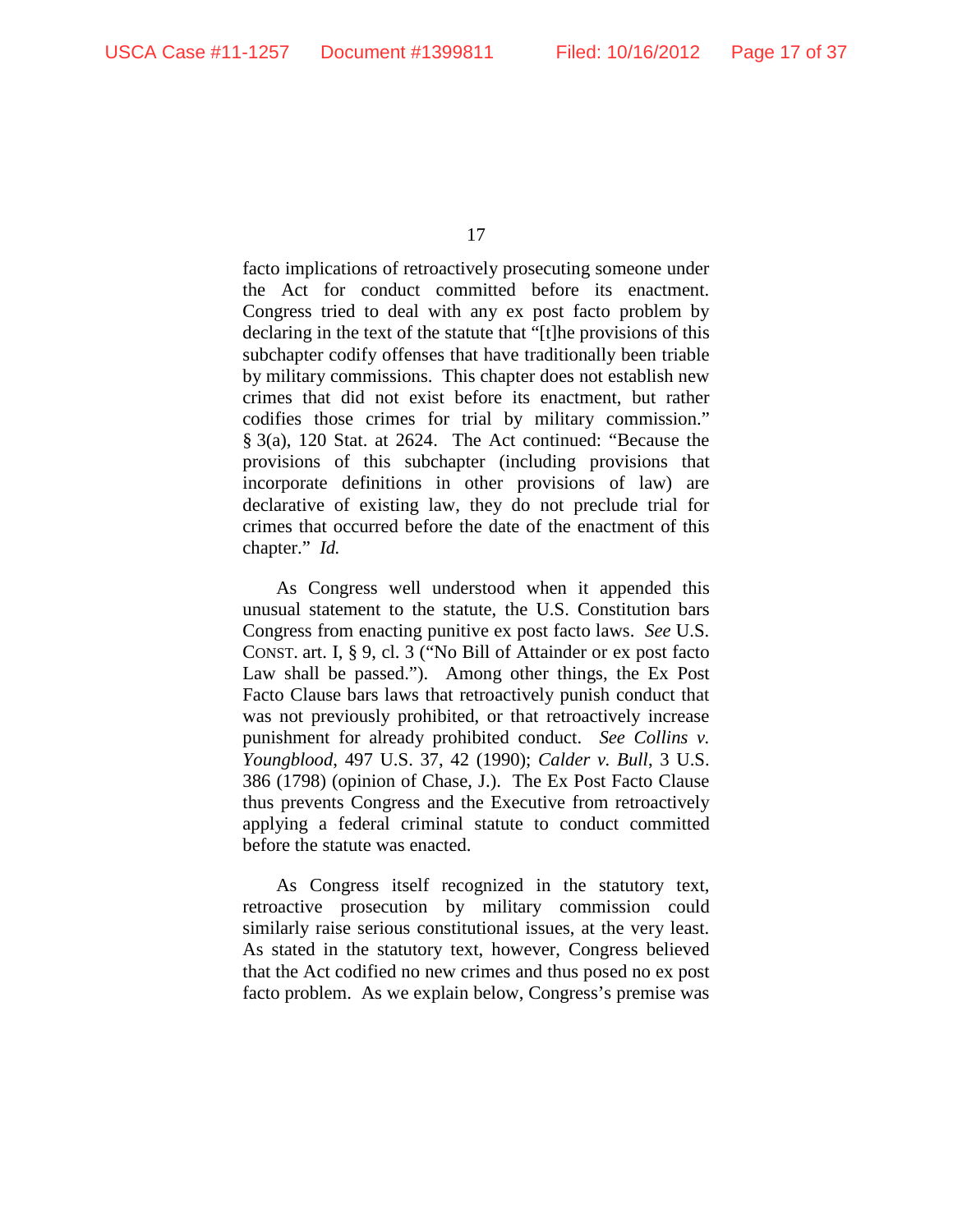facto implications of retroactively prosecuting someone under the Act for conduct committed before its enactment. Congress tried to deal with any ex post facto problem by declaring in the text of the statute that "[t]he provisions of this subchapter codify offenses that have traditionally been triable by military commissions. This chapter does not establish new crimes that did not exist before its enactment, but rather codifies those crimes for trial by military commission." § 3(a), 120 Stat. at 2624. The Act continued: "Because the provisions of this subchapter (including provisions that incorporate definitions in other provisions of law) are declarative of existing law, they do not preclude trial for crimes that occurred before the date of the enactment of this chapter." *Id.*

As Congress well understood when it appended this unusual statement to the statute, the U.S. Constitution bars Congress from enacting punitive ex post facto laws. *See* U.S. CONST. art. I, § 9, cl. 3 ("No Bill of Attainder or ex post facto Law shall be passed."). Among other things, the Ex Post Facto Clause bars laws that retroactively punish conduct that was not previously prohibited, or that retroactively increase punishment for already prohibited conduct. *See Collins v. Youngblood*, 497 U.S. 37, 42 (1990); *Calder v. Bull*, 3 U.S. 386 (1798) (opinion of Chase, J.). The Ex Post Facto Clause thus prevents Congress and the Executive from retroactively applying a federal criminal statute to conduct committed before the statute was enacted.

As Congress itself recognized in the statutory text, retroactive prosecution by military commission could similarly raise serious constitutional issues, at the very least. As stated in the statutory text, however, Congress believed that the Act codified no new crimes and thus posed no ex post facto problem. As we explain below, Congress's premise was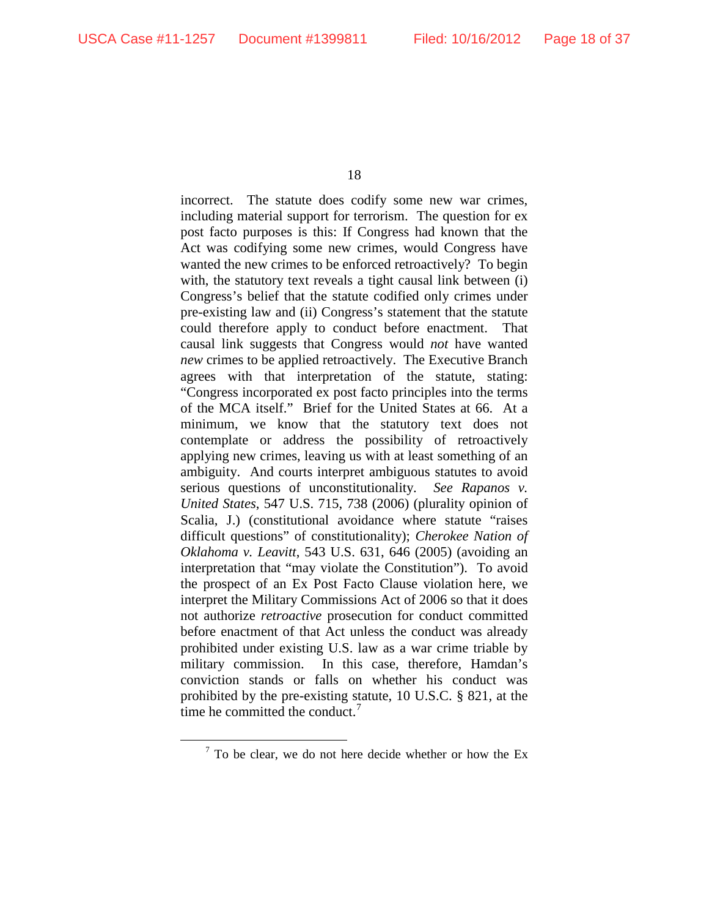incorrect. The statute does codify some new war crimes, including material support for terrorism. The question for ex post facto purposes is this: If Congress had known that the Act was codifying some new crimes, would Congress have wanted the new crimes to be enforced retroactively? To begin with, the statutory text reveals a tight causal link between (i) Congress's belief that the statute codified only crimes under pre-existing law and (ii) Congress's statement that the statute could therefore apply to conduct before enactment. That causal link suggests that Congress would *not* have wanted *new* crimes to be applied retroactively. The Executive Branch agrees with that interpretation of the statute, stating: "Congress incorporated ex post facto principles into the terms of the MCA itself." Brief for the United States at 66. At a minimum, we know that the statutory text does not contemplate or address the possibility of retroactively applying new crimes, leaving us with at least something of an ambiguity. And courts interpret ambiguous statutes to avoid serious questions of unconstitutionality. *See Rapanos v. United States*, 547 U.S. 715, 738 (2006) (plurality opinion of Scalia, J.) (constitutional avoidance where statute "raises difficult questions" of constitutionality); *Cherokee Nation of Oklahoma v. Leavitt*, 543 U.S. 631, 646 (2005) (avoiding an interpretation that "may violate the Constitution"). To avoid the prospect of an Ex Post Facto Clause violation here, we interpret the Military Commissions Act of 2006 so that it does not authorize *retroactive* prosecution for conduct committed before enactment of that Act unless the conduct was already prohibited under existing U.S. law as a war crime triable by military commission. In this case, therefore, Hamdan's conviction stands or falls on whether his conduct was prohibited by the pre-existing statute, 10 U.S.C. § 821, at the time he committed the conduct.[7]

[7] To be clear, we do not here decide whether or how the Ex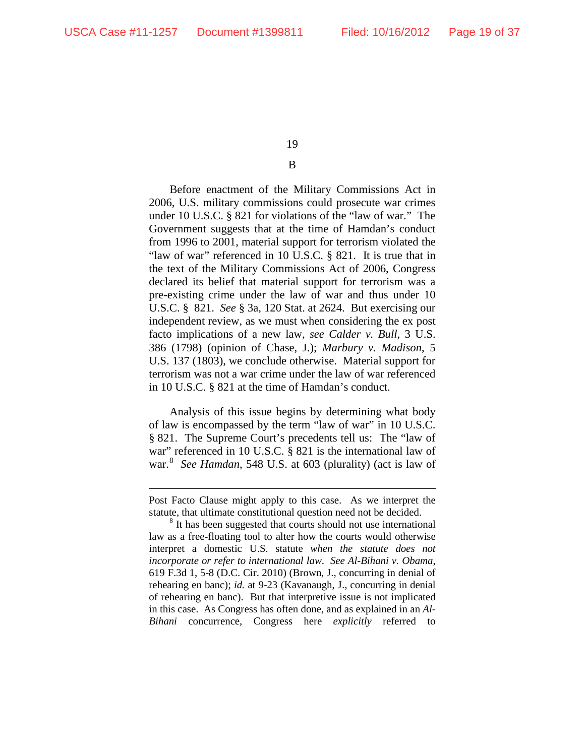B

Before enactment of the Military Commissions Act in 2006, U.S. military commissions could prosecute war crimes under 10 U.S.C. § 821 for violations of the "law of war." The Government suggests that at the time of Hamdan's conduct from 1996 to 2001, material support for terrorism violated the "law of war" referenced in 10 U.S.C. § 821. It is true that in the text of the Military Commissions Act of 2006, Congress declared its belief that material support for terrorism was a pre-existing crime under the law of war and thus under 10 U.S.C. § 821. *See* § 3a, 120 Stat. at 2624. But exercising our independent review, as we must when considering the ex post facto implications of a new law, *see Calder v. Bull*, 3 U.S. 386 (1798) (opinion of Chase, J.); *Marbury v. Madison*, 5 U.S. 137 (1803), we conclude otherwise. Material support for terrorism was not a war crime under the law of war referenced in 10 U.S.C. § 821 at the time of Hamdan's conduct.

Analysis of this issue begins by determining what body of law is encompassed by the term "law of war" in 10 U.S.C. § 821. The Supreme Court's precedents tell us: The "law of war" referenced in 10 U.S.C. § 821 is the international law of war.[8] *See Hamdan*, 548 U.S. at 603 (plurality) (act is law of

---

Post Facto Clause might apply to this case. As we interpret the statute, that ultimate constitutional question need not be decided.

[8] It has been suggested that courts should not use international law as a free-floating tool to alter how the courts would otherwise interpret a domestic U.S. statute *when the statute does not incorporate or refer to international law*. *See Al-Bihani v. Obama*, 619 F.3d 1, 5-8 (D.C. Cir. 2010) (Brown, J., concurring in denial of rehearing en banc); *id.* at 9-23 (Kavanaugh, J., concurring in denial of rehearing en banc). But that interpretive issue is not implicated in this case. As Congress has often done, and as explained in an *Al-Bihani* concurrence, Congress here *explicitly* referred to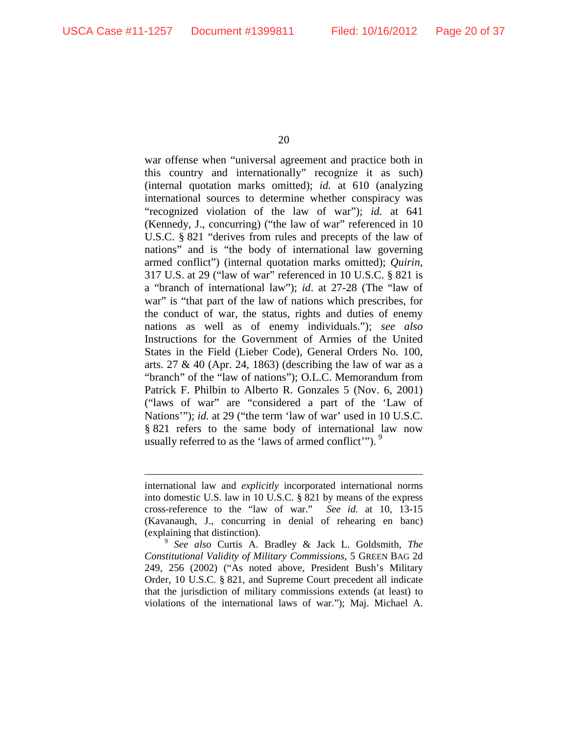war offense when "universal agreement and practice both in this country and internationally" recognize it as such) (internal quotation marks omitted); *id.* at 610 (analyzing international sources to determine whether conspiracy was "recognized violation of the law of war"); *id.* at 641 (Kennedy, J., concurring) ("the law of war" referenced in 10 U.S.C. § 821 "derives from rules and precepts of the law of nations" and is "the body of international law governing armed conflict") (internal quotation marks omitted); *Quirin*, 317 U.S. at 29 ("law of war" referenced in 10 U.S.C. § 821 is a "branch of international law"); *id*. at 27-28 (The "law of war" is "that part of the law of nations which prescribes, for the conduct of war, the status, rights and duties of enemy nations as well as of enemy individuals."); *see also* Instructions for the Government of Armies of the United States in the Field (Lieber Code), General Orders No. 100, arts. 27 & 40 (Apr. 24, 1863) (describing the law of war as a "branch" of the "law of nations"); O.L.C. Memorandum from Patrick F. Philbin to Alberto R. Gonzales 5 (Nov. 6, 2001) ("laws of war" are "considered a part of the 'Law of Nations'"); *id.* at 29 ("the term 'law of war' used in 10 U.S.C. § 821 refers to the same body of international law now usually referred to as the 'laws of armed conflict'"). [9]

---

international law and *explicitly* incorporated international norms into domestic U.S. law in 10 U.S.C. § 821 by means of the express cross-reference to the "law of war." *See id.* at 10, 13-15 (Kavanaugh, J., concurring in denial of rehearing en banc) (explaining that distinction).

[9] *See also* Curtis A. Bradley & Jack L. Goldsmith, *The Constitutional Validity of Military Commissions*, 5 GREEN BAG 2d 249, 256 (2002) ("As noted above, President Bush's Military Order, 10 U.S.C. § 821, and Supreme Court precedent all indicate that the jurisdiction of military commissions extends (at least) to violations of the international laws of war."); Maj. Michael A.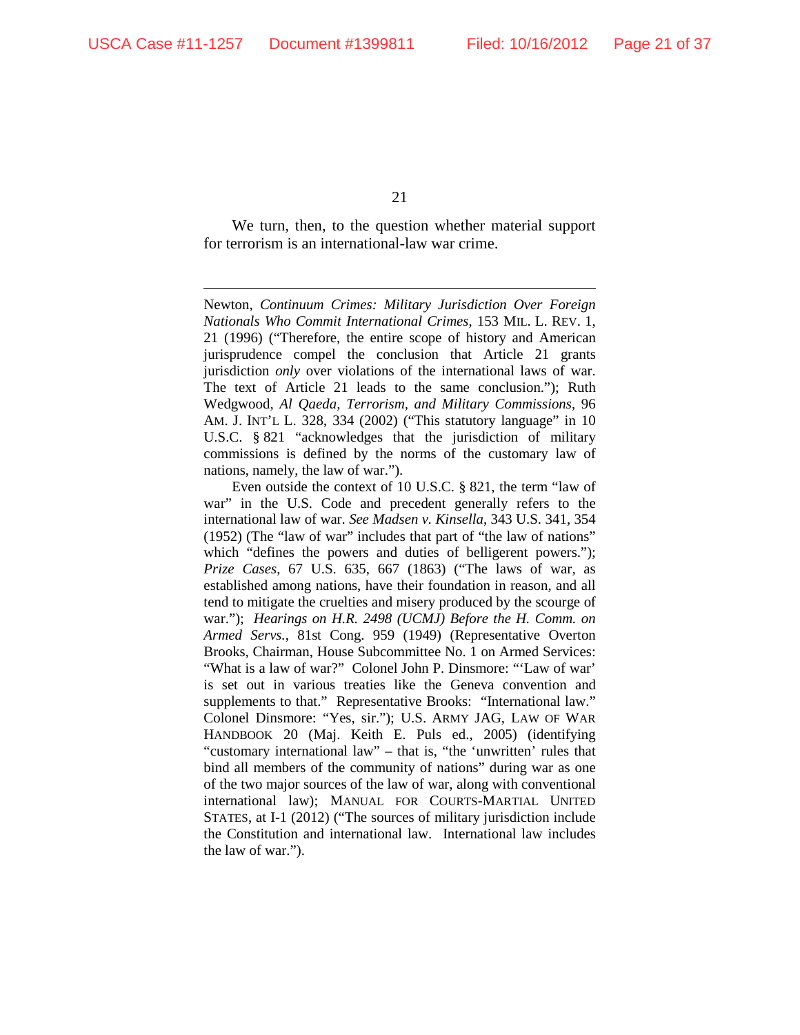We turn, then, to the question whether material support for terrorism is an international-law war crime.

---

Newton, *Continuum Crimes: Military Jurisdiction Over Foreign Nationals Who Commit International Crimes*, 153 MIL. L. REV. 1, 21 (1996) ("Therefore, the entire scope of history and American jurisprudence compel the conclusion that Article 21 grants jurisdiction *only* over violations of the international laws of war. The text of Article 21 leads to the same conclusion."); Ruth Wedgwood, *Al Qaeda, Terrorism, and Military Commissions*, 96 AM. J. INT'L L. 328, 334 (2002) ("This statutory language" in 10 U.S.C. § 821 "acknowledges that the jurisdiction of military commissions is defined by the norms of the customary law of nations, namely, the law of war.").

Even outside the context of 10 U.S.C. § 821, the term "law of war" in the U.S. Code and precedent generally refers to the international law of war. *See Madsen v. Kinsella*, 343 U.S. 341, 354 (1952) (The "law of war" includes that part of "the law of nations" which "defines the powers and duties of belligerent powers."); *Prize Cases*, 67 U.S. 635, 667 (1863) ("The laws of war, as established among nations, have their foundation in reason, and all tend to mitigate the cruelties and misery produced by the scourge of war."); *Hearings on H.R. 2498 (UCMJ) Before the H. Comm. on Armed Servs.*, 81st Cong. 959 (1949) (Representative Overton Brooks, Chairman, House Subcommittee No. 1 on Armed Services: "What is a law of war?" Colonel John P. Dinsmore: "'Law of war' is set out in various treaties like the Geneva convention and supplements to that." Representative Brooks: "International law." Colonel Dinsmore: "Yes, sir."); U.S. ARMY JAG, LAW OF WAR HANDBOOK 20 (Maj. Keith E. Puls ed., 2005) (identifying "customary international law" – that is, "the 'unwritten' rules that bind all members of the community of nations" during war as one of the two major sources of the law of war, along with conventional international law); MANUAL FOR COURTS-MARTIAL UNITED STATES, at I-1 (2012) ("The sources of military jurisdiction include the Constitution and international law. International law includes the law of war.").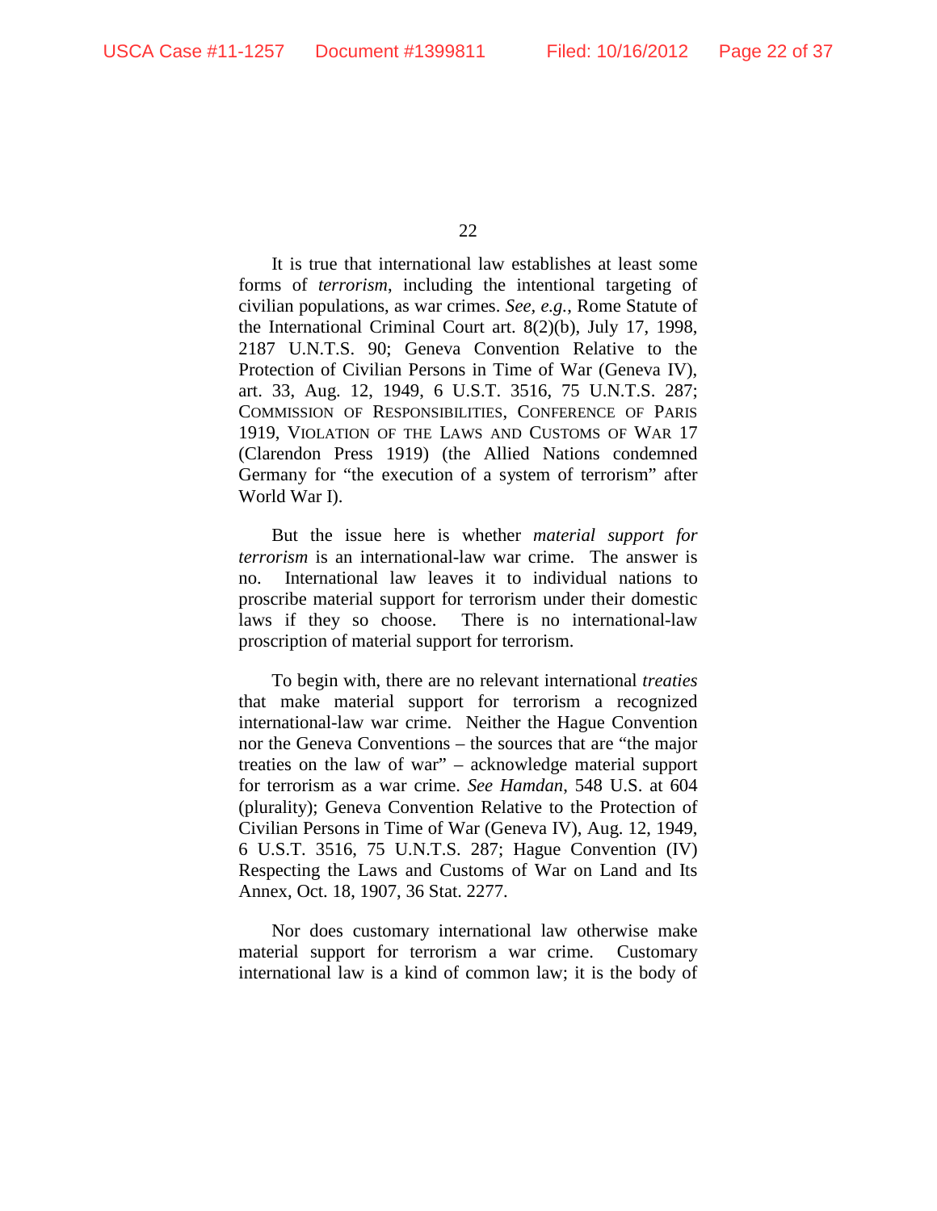It is true that international law establishes at least some forms of *terrorism*, including the intentional targeting of civilian populations, as war crimes. *See, e.g.*, Rome Statute of the International Criminal Court art. 8(2)(b), July 17, 1998, 2187 U.N.T.S. 90; Geneva Convention Relative to the Protection of Civilian Persons in Time of War (Geneva IV), art. 33, Aug. 12, 1949, 6 U.S.T. 3516, 75 U.N.T.S. 287; COMMISSION OF RESPONSIBILITIES, CONFERENCE OF PARIS 1919, VIOLATION OF THE LAWS AND CUSTOMS OF WAR 17 (Clarendon Press 1919) (the Allied Nations condemned Germany for "the execution of a system of terrorism" after World War I).

But the issue here is whether *material support for terrorism* is an international-law war crime. The answer is no. International law leaves it to individual nations to proscribe material support for terrorism under their domestic laws if they so choose. There is no international-law proscription of material support for terrorism.

To begin with, there are no relevant international *treaties* that make material support for terrorism a recognized international-law war crime. Neither the Hague Convention nor the Geneva Conventions – the sources that are "the major treaties on the law of war" – acknowledge material support for terrorism as a war crime. *See Hamdan*, 548 U.S. at 604 (plurality); Geneva Convention Relative to the Protection of Civilian Persons in Time of War (Geneva IV), Aug. 12, 1949, 6 U.S.T. 3516, 75 U.N.T.S. 287; Hague Convention (IV) Respecting the Laws and Customs of War on Land and Its Annex, Oct. 18, 1907, 36 Stat. 2277.

Nor does customary international law otherwise make material support for terrorism a war crime. Customary international law is a kind of common law; it is the body of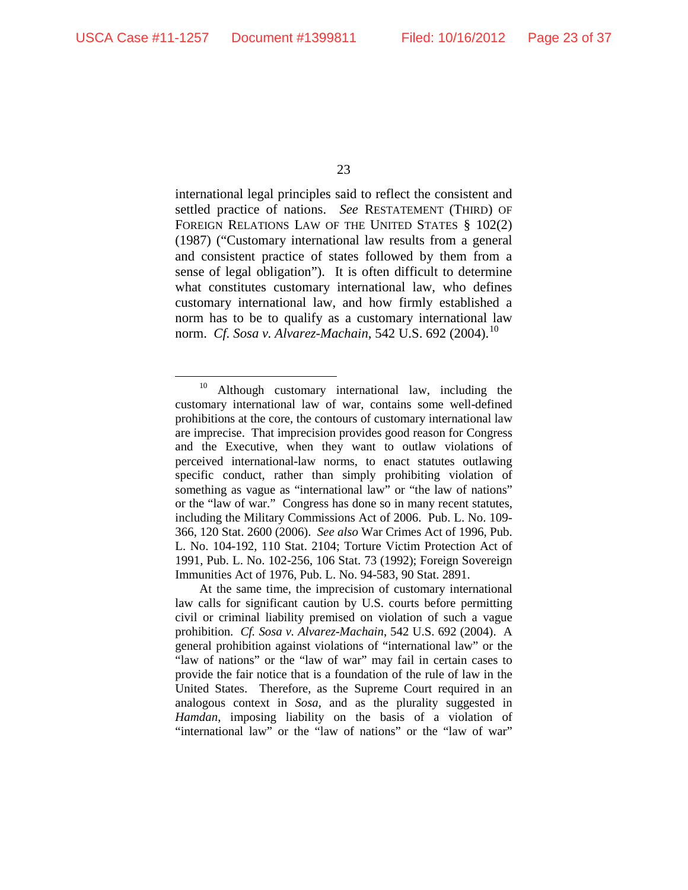international legal principles said to reflect the consistent and settled practice of nations. *See* RESTATEMENT (THIRD) OF FOREIGN RELATIONS LAW OF THE UNITED STATES § 102(2) (1987) ("Customary international law results from a general and consistent practice of states followed by them from a sense of legal obligation"). It is often difficult to determine what constitutes customary international law, who defines customary international law, and how firmly established a norm has to be to qualify as a customary international law norm. *Cf. Sosa v. Alvarez-Machain*, 542 U.S. 692 (2004).[10]

---

[10] Although customary international law, including the customary international law of war, contains some well-defined prohibitions at the core, the contours of customary international law are imprecise. That imprecision provides good reason for Congress and the Executive, when they want to outlaw violations of perceived international-law norms, to enact statutes outlawing specific conduct, rather than simply prohibiting violation of something as vague as "international law" or "the law of nations" or the "law of war." Congress has done so in many recent statutes, including the Military Commissions Act of 2006. Pub. L. No. 109-366, 120 Stat. 2600 (2006). *See also* War Crimes Act of 1996, Pub. L. No. 104-192, 110 Stat. 2104; Torture Victim Protection Act of 1991, Pub. L. No. 102-256, 106 Stat. 73 (1992); Foreign Sovereign Immunities Act of 1976, Pub. L. No. 94-583, 90 Stat. 2891.

At the same time, the imprecision of customary international law calls for significant caution by U.S. courts before permitting civil or criminal liability premised on violation of such a vague prohibition. *Cf. Sosa v. Alvarez-Machain*, 542 U.S. 692 (2004). A general prohibition against violations of "international law" or the "law of nations" or the "law of war" may fail in certain cases to provide the fair notice that is a foundation of the rule of law in the United States. Therefore, as the Supreme Court required in an analogous context in *Sosa*, and as the plurality suggested in *Hamdan*, imposing liability on the basis of a violation of "international law" or the "law of nations" or the "law of war"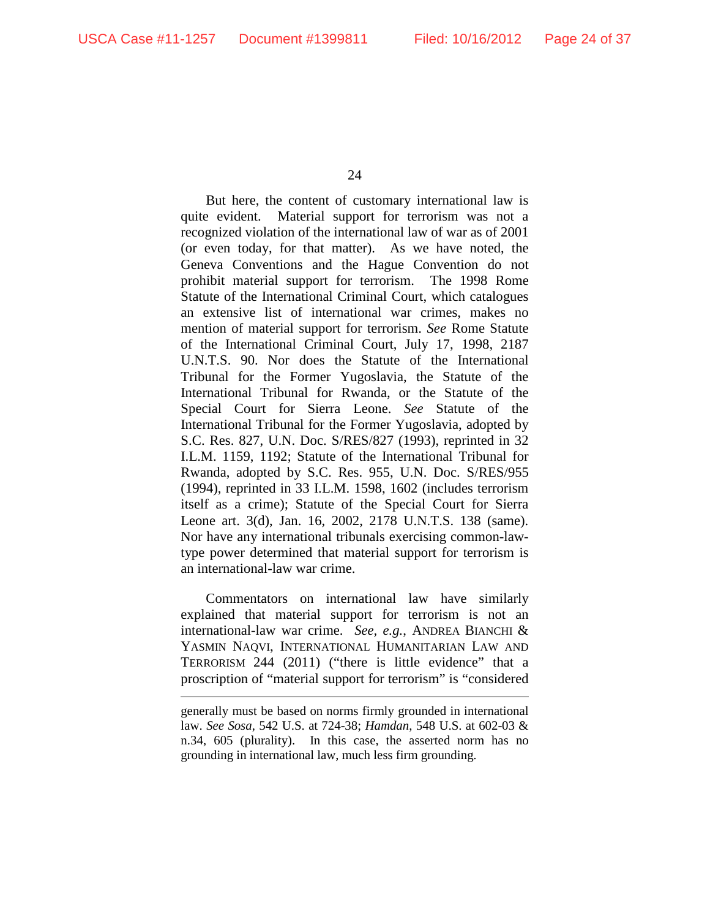But here, the content of customary international law is quite evident. Material support for terrorism was not a recognized violation of the international law of war as of 2001 (or even today, for that matter). As we have noted, the Geneva Conventions and the Hague Convention do not prohibit material support for terrorism. The 1998 Rome Statute of the International Criminal Court, which catalogues an extensive list of international war crimes, makes no mention of material support for terrorism. *See* Rome Statute of the International Criminal Court, July 17, 1998, 2187 U.N.T.S. 90. Nor does the Statute of the International Tribunal for the Former Yugoslavia, the Statute of the International Tribunal for Rwanda, or the Statute of the Special Court for Sierra Leone. *See* Statute of the International Tribunal for the Former Yugoslavia, adopted by S.C. Res. 827, U.N. Doc. S/RES/827 (1993), reprinted in 32 I.L.M. 1159, 1192; Statute of the International Tribunal for Rwanda, adopted by S.C. Res. 955, U.N. Doc. S/RES/955 (1994), reprinted in 33 I.L.M. 1598, 1602 (includes terrorism itself as a crime); Statute of the Special Court for Sierra Leone art. 3(d), Jan. 16, 2002, 2178 U.N.T.S. 138 (same). Nor have any international tribunals exercising common-law-type power determined that material support for terrorism is an international-law war crime.

Commentators on international law have similarly explained that material support for terrorism is not an international-law war crime. *See, e.g.*, ANDREA BIANCHI & YASMIN NAQVI, INTERNATIONAL HUMANITARIAN LAW AND TERRORISM 244 (2011) ("there is little evidence" that a proscription of "material support for terrorism" is "considered

---

generally must be based on norms firmly grounded in international law. *See Sosa*, 542 U.S. at 724-38; *Hamdan*, 548 U.S. at 602-03 & n.34, 605 (plurality). In this case, the asserted norm has no grounding in international law, much less firm grounding.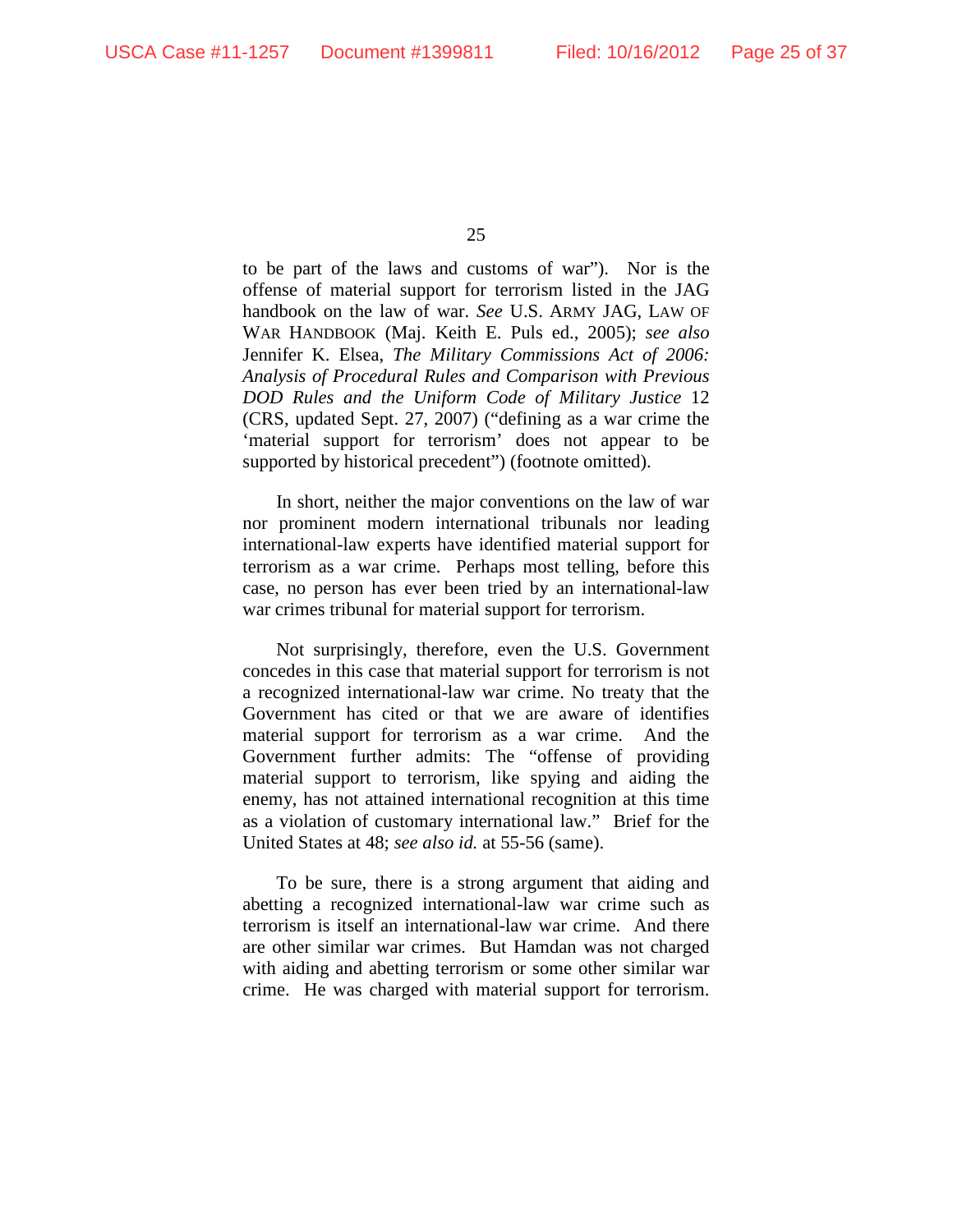to be part of the laws and customs of war"). Nor is the offense of material support for terrorism listed in the JAG handbook on the law of war. *See* U.S. ARMY JAG, LAW OF WAR HANDBOOK (Maj. Keith E. Puls ed., 2005); *see also* Jennifer K. Elsea, *The Military Commissions Act of 2006: Analysis of Procedural Rules and Comparison with Previous DOD Rules and the Uniform Code of Military Justice* 12 (CRS, updated Sept. 27, 2007) ("defining as a war crime the 'material support for terrorism' does not appear to be supported by historical precedent") (footnote omitted).

In short, neither the major conventions on the law of war nor prominent modern international tribunals nor leading international-law experts have identified material support for terrorism as a war crime. Perhaps most telling, before this case, no person has ever been tried by an international-law war crimes tribunal for material support for terrorism.

Not surprisingly, therefore, even the U.S. Government concedes in this case that material support for terrorism is not a recognized international-law war crime. No treaty that the Government has cited or that we are aware of identifies material support for terrorism as a war crime. And the Government further admits: The "offense of providing material support to terrorism, like spying and aiding the enemy, has not attained international recognition at this time as a violation of customary international law." Brief for the United States at 48; *see also id.* at 55-56 (same).

To be sure, there is a strong argument that aiding and abetting a recognized international-law war crime such as terrorism is itself an international-law war crime. And there are other similar war crimes. But Hamdan was not charged with aiding and abetting terrorism or some other similar war crime. He was charged with material support for terrorism.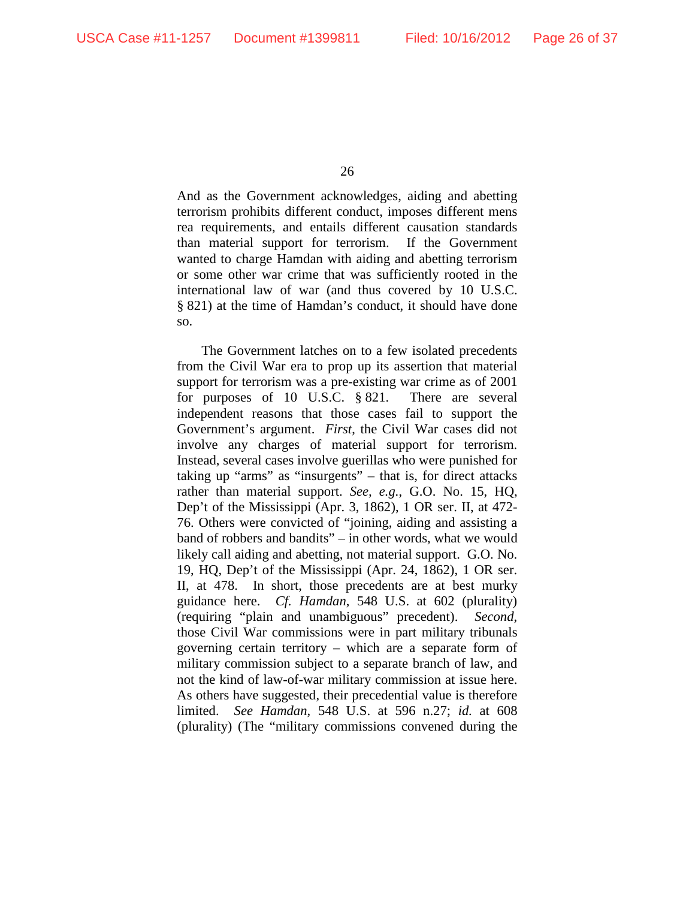And as the Government acknowledges, aiding and abetting terrorism prohibits different conduct, imposes different mens rea requirements, and entails different causation standards than material support for terrorism. If the Government wanted to charge Hamdan with aiding and abetting terrorism or some other war crime that was sufficiently rooted in the international law of war (and thus covered by 10 U.S.C. § 821) at the time of Hamdan's conduct, it should have done so.

The Government latches on to a few isolated precedents from the Civil War era to prop up its assertion that material support for terrorism was a pre-existing war crime as of 2001 for purposes of 10 U.S.C. § 821. There are several independent reasons that those cases fail to support the Government's argument. *First*, the Civil War cases did not involve any charges of material support for terrorism. Instead, several cases involve guerillas who were punished for taking up "arms" as "insurgents" – that is, for direct attacks rather than material support. *See, e.g.*, G.O. No. 15, HQ, Dep't of the Mississippi (Apr. 3, 1862), 1 OR ser. II, at 472-76. Others were convicted of "joining, aiding and assisting a band of robbers and bandits" – in other words, what we would likely call aiding and abetting, not material support. G.O. No. 19, HQ, Dep't of the Mississippi (Apr. 24, 1862), 1 OR ser. II, at 478. In short, those precedents are at best murky guidance here. *Cf. Hamdan*, 548 U.S. at 602 (plurality) (requiring "plain and unambiguous" precedent). *Second*, those Civil War commissions were in part military tribunals governing certain territory – which are a separate form of military commission subject to a separate branch of law, and not the kind of law-of-war military commission at issue here. As others have suggested, their precedential value is therefore limited. *See Hamdan*, 548 U.S. at 596 n.27; *id.* at 608 (plurality) (The "military commissions convened during the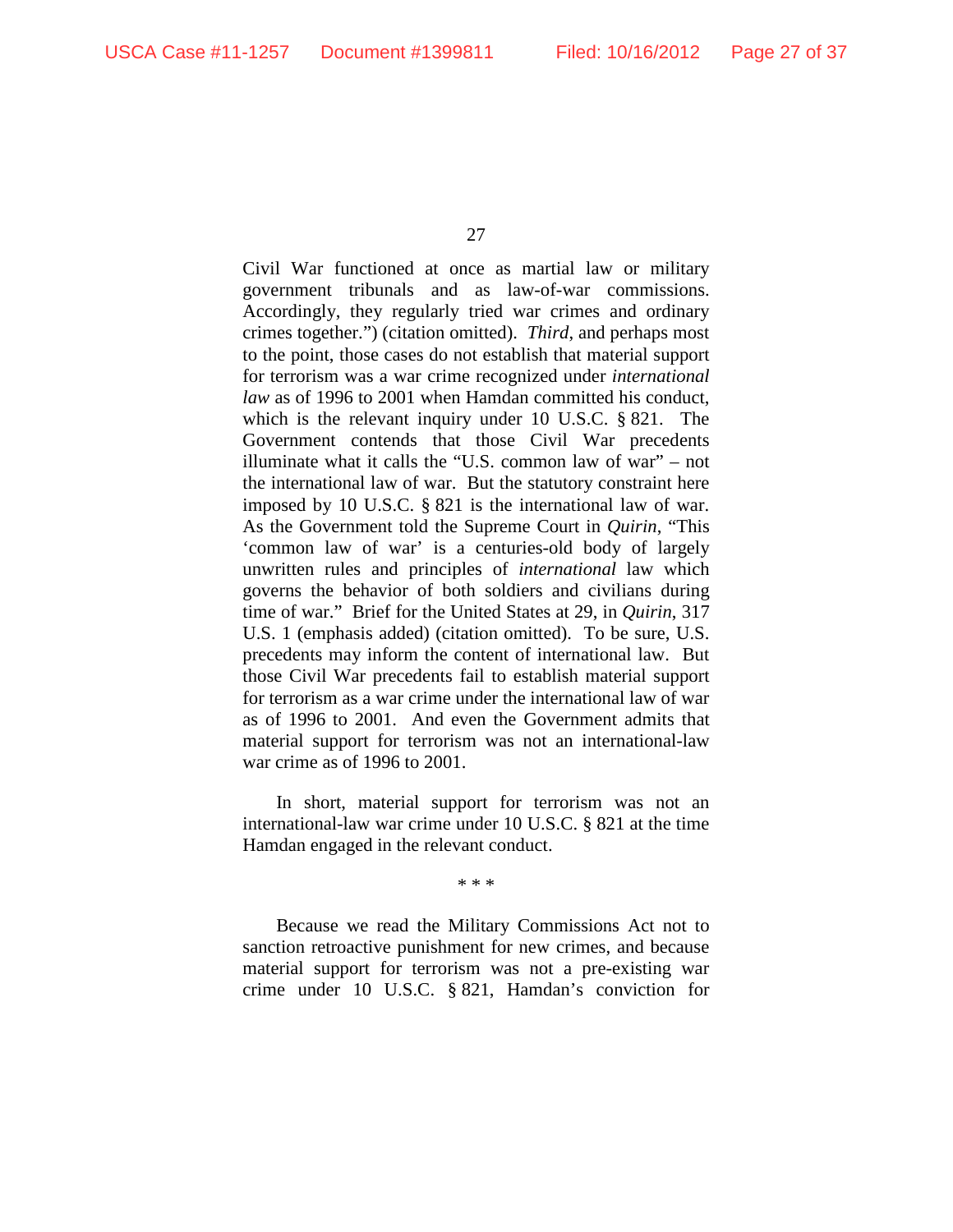Civil War functioned at once as martial law or military government tribunals and as law-of-war commissions. Accordingly, they regularly tried war crimes and ordinary crimes together.") (citation omitted). *Third*, and perhaps most to the point, those cases do not establish that material support for terrorism was a war crime recognized under *international law* as of 1996 to 2001 when Hamdan committed his conduct, which is the relevant inquiry under 10 U.S.C. § 821. The Government contends that those Civil War precedents illuminate what it calls the "U.S. common law of war" – not the international law of war. But the statutory constraint here imposed by 10 U.S.C. § 821 is the international law of war. As the Government told the Supreme Court in *Quirin*, "This 'common law of war' is a centuries-old body of largely unwritten rules and principles of *international* law which governs the behavior of both soldiers and civilians during time of war." Brief for the United States at 29, in *Quirin*, 317 U.S. 1 (emphasis added) (citation omitted). To be sure, U.S. precedents may inform the content of international law. But those Civil War precedents fail to establish material support for terrorism as a war crime under the international law of war as of 1996 to 2001. And even the Government admits that material support for terrorism was not an international-law war crime as of 1996 to 2001.

In short, material support for terrorism was not an international-law war crime under 10 U.S.C. § 821 at the time Hamdan engaged in the relevant conduct.

\* \* \*

Because we read the Military Commissions Act not to sanction retroactive punishment for new crimes, and because material support for terrorism was not a pre-existing war crime under 10 U.S.C. § 821, Hamdan's conviction for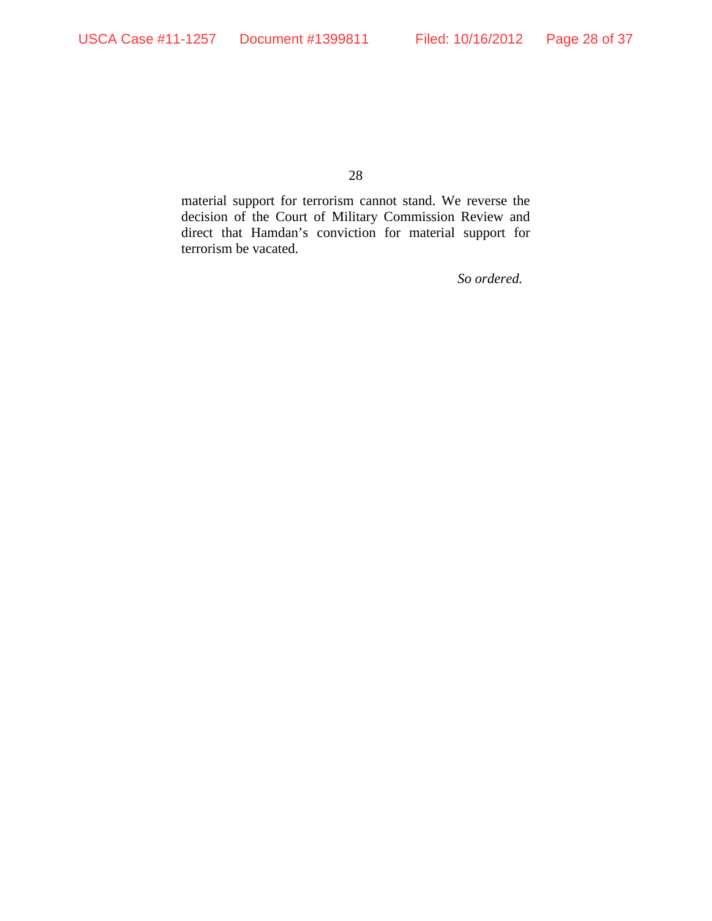material support for terrorism cannot stand. We reverse the decision of the Court of Military Commission Review and direct that Hamdan's conviction for material support for terrorism be vacated.

*So ordered.*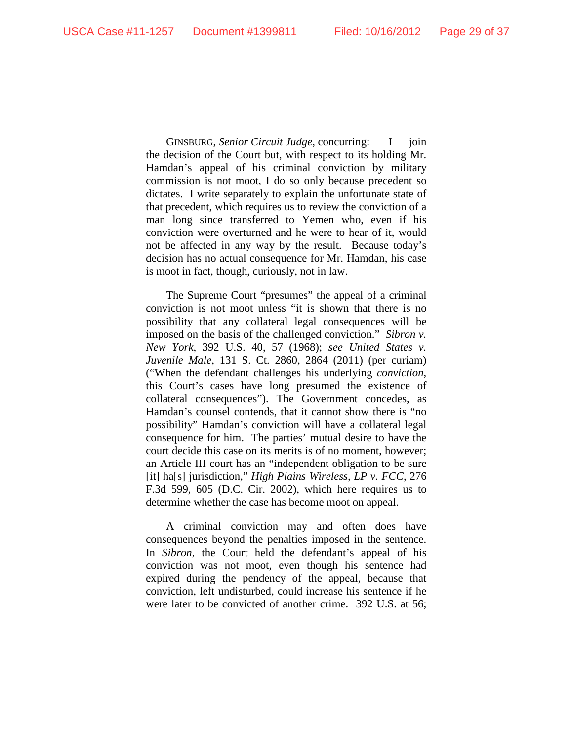GINSBURG, *Senior Circuit Judge*, concurring: I join the decision of the Court but, with respect to its holding Mr. Hamdan's appeal of his criminal conviction by military commission is not moot, I do so only because precedent so dictates. I write separately to explain the unfortunate state of that precedent, which requires us to review the conviction of a man long since transferred to Yemen who, even if his conviction were overturned and he were to hear of it, would not be affected in any way by the result. Because today's decision has no actual consequence for Mr. Hamdan, his case is moot in fact, though, curiously, not in law.

The Supreme Court "presumes" the appeal of a criminal conviction is not moot unless "it is shown that there is no possibility that any collateral legal consequences will be imposed on the basis of the challenged conviction." *Sibron v. New York*, 392 U.S. 40, 57 (1968); *see United States v. Juvenile Male*, 131 S. Ct. 2860, 2864 (2011) (per curiam) ("When the defendant challenges his underlying *conviction*, this Court's cases have long presumed the existence of collateral consequences"). The Government concedes, as Hamdan's counsel contends, that it cannot show there is "no possibility" Hamdan's conviction will have a collateral legal consequence for him. The parties' mutual desire to have the court decide this case on its merits is of no moment, however; an Article III court has an "independent obligation to be sure [it] ha[s] jurisdiction," *High Plains Wireless, LP v. FCC*, 276 F.3d 599, 605 (D.C. Cir. 2002), which here requires us to determine whether the case has become moot on appeal.

A criminal conviction may and often does have consequences beyond the penalties imposed in the sentence. In *Sibron*, the Court held the defendant's appeal of his conviction was not moot, even though his sentence had expired during the pendency of the appeal, because that conviction, left undisturbed, could increase his sentence if he were later to be convicted of another crime. 392 U.S. at 56;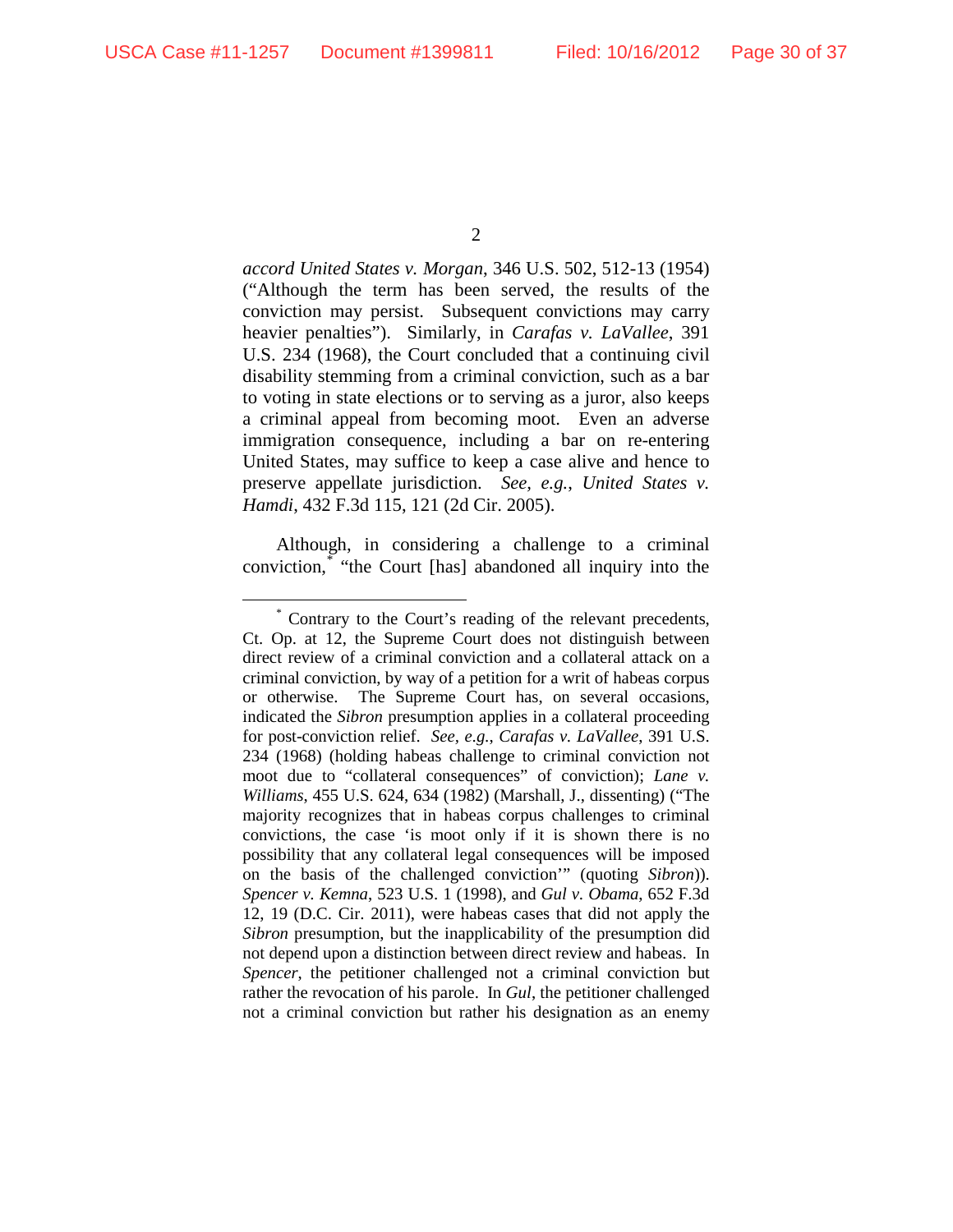*accord United States v. Morgan*, 346 U.S. 502, 512-13 (1954) ("Although the term has been served, the results of the conviction may persist. Subsequent convictions may carry heavier penalties"). Similarly, in *Carafas v. LaVallee*, 391 U.S. 234 (1968), the Court concluded that a continuing civil disability stemming from a criminal conviction, such as a bar to voting in state elections or to serving as a juror, also keeps a criminal appeal from becoming moot. Even an adverse immigration consequence, including a bar on re-entering United States, may suffice to keep a case alive and hence to preserve appellate jurisdiction. *See, e.g.*, *United States v. Hamdi*, 432 F.3d 115, 121 (2d Cir. 2005).

Although, in considering a challenge to a criminal conviction,[*] "the Court [has] abandoned all inquiry into the

---

[*] Contrary to the Court's reading of the relevant precedents, Ct. Op. at 12, the Supreme Court does not distinguish between direct review of a criminal conviction and a collateral attack on a criminal conviction, by way of a petition for a writ of habeas corpus or otherwise. The Supreme Court has, on several occasions, indicated the *Sibron* presumption applies in a collateral proceeding for post-conviction relief. *See, e.g.*, *Carafas v. LaVallee*, 391 U.S. 234 (1968) (holding habeas challenge to criminal conviction not moot due to "collateral consequences" of conviction); *Lane v. Williams*, 455 U.S. 624, 634 (1982) (Marshall, J., dissenting) ("The majority recognizes that in habeas corpus challenges to criminal convictions, the case 'is moot only if it is shown there is no possibility that any collateral legal consequences will be imposed on the basis of the challenged conviction'" (quoting *Sibron*)). *Spencer v. Kemna*, 523 U.S. 1 (1998), and *Gul v. Obama*, 652 F.3d 12, 19 (D.C. Cir. 2011), were habeas cases that did not apply the *Sibron* presumption, but the inapplicability of the presumption did not depend upon a distinction between direct review and habeas. In *Spencer*, the petitioner challenged not a criminal conviction but rather the revocation of his parole. In *Gul*, the petitioner challenged not a criminal conviction but rather his designation as an enemy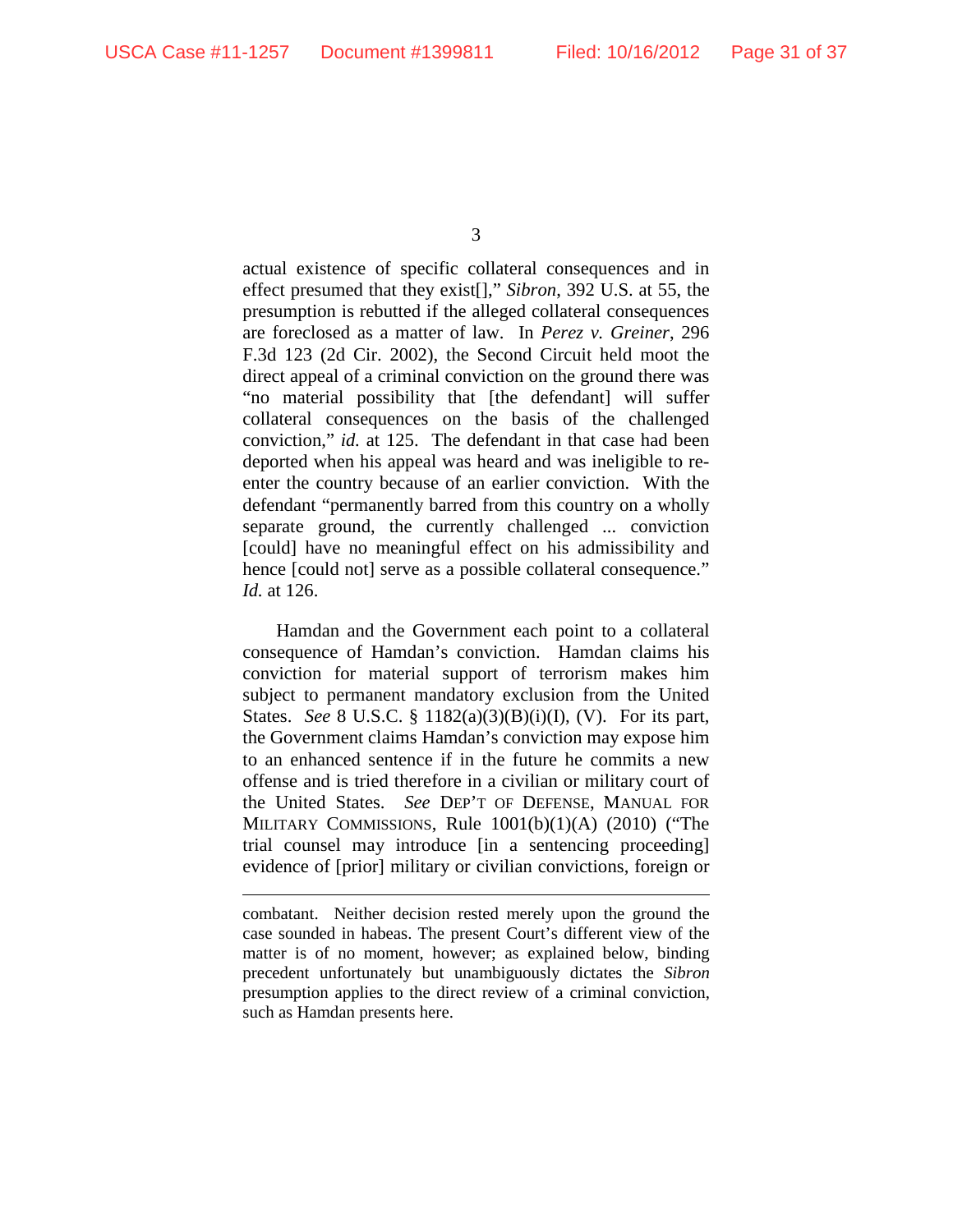actual existence of specific collateral consequences and in effect presumed that they exist[]," *Sibron*, 392 U.S. at 55, the presumption is rebutted if the alleged collateral consequences are foreclosed as a matter of law. In *Perez v. Greiner*, 296 F.3d 123 (2d Cir. 2002), the Second Circuit held moot the direct appeal of a criminal conviction on the ground there was "no material possibility that [the defendant] will suffer collateral consequences on the basis of the challenged conviction," *id.* at 125. The defendant in that case had been deported when his appeal was heard and was ineligible to re-enter the country because of an earlier conviction. With the defendant "permanently barred from this country on a wholly separate ground, the currently challenged ... conviction [could] have no meaningful effect on his admissibility and hence [could not] serve as a possible collateral consequence." *Id.* at 126.

Hamdan and the Government each point to a collateral consequence of Hamdan's conviction. Hamdan claims his conviction for material support of terrorism makes him subject to permanent mandatory exclusion from the United States. *See* 8 U.S.C. § 1182(a)(3)(B)(i)(I), (V). For its part, the Government claims Hamdan's conviction may expose him to an enhanced sentence if in the future he commits a new offense and is tried therefore in a civilian or military court of the United States. *See* DEP'T OF DEFENSE, MANUAL FOR MILITARY COMMISSIONS, Rule 1001(b)(1)(A) (2010) ("The trial counsel may introduce [in a sentencing proceeding] evidence of [prior] military or civilian convictions, foreign or

---

combatant. Neither decision rested merely upon the ground the case sounded in habeas. The present Court's different view of the matter is of no moment, however; as explained below, binding precedent unfortunately but unambiguously dictates the *Sibron* presumption applies to the direct review of a criminal conviction, such as Hamdan presents here.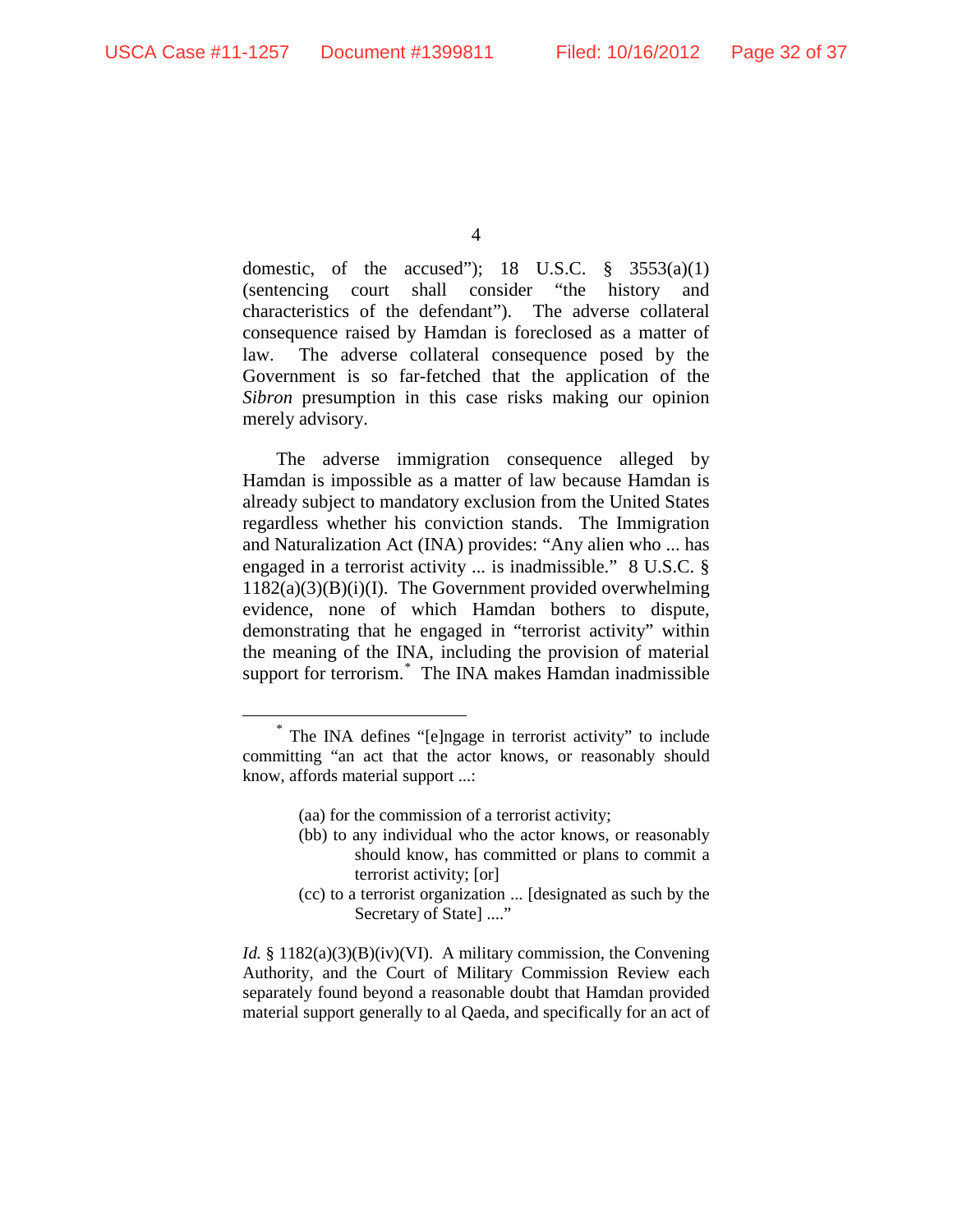domestic, of the accused"); 18 U.S.C. § 3553(a)(1) (sentencing court shall consider "the history and characteristics of the defendant"). The adverse collateral consequence raised by Hamdan is foreclosed as a matter of law. The adverse collateral consequence posed by the Government is so far-fetched that the application of the *Sibron* presumption in this case risks making our opinion merely advisory.

The adverse immigration consequence alleged by Hamdan is impossible as a matter of law because Hamdan is already subject to mandatory exclusion from the United States regardless whether his conviction stands. The Immigration and Naturalization Act (INA) provides: "Any alien who ... has engaged in a terrorist activity ... is inadmissible." 8 U.S.C. § 1182(a)(3)(B)(i)(I). The Government provided overwhelming evidence, none of which Hamdan bothers to dispute, demonstrating that he engaged in "terrorist activity" within the meaning of the INA, including the provision of material support for terrorism.* The INA makes Hamdan inadmissible

---

* The INA defines "[e]ngage in terrorist activity" to include committing "an act that the actor knows, or reasonably should know, affords material support ...:

> (aa) for the commission of a terrorist activity;
>
> (bb) to any individual who the actor knows, or reasonably should know, has committed or plans to commit a terrorist activity; [or]
>
> (cc) to a terrorist organization ... [designated as such by the Secretary of State] ...."

*Id.* § 1182(a)(3)(B)(iv)(VI). A military commission, the Convening Authority, and the Court of Military Commission Review each separately found beyond a reasonable doubt that Hamdan provided material support generally to al Qaeda, and specifically for an act of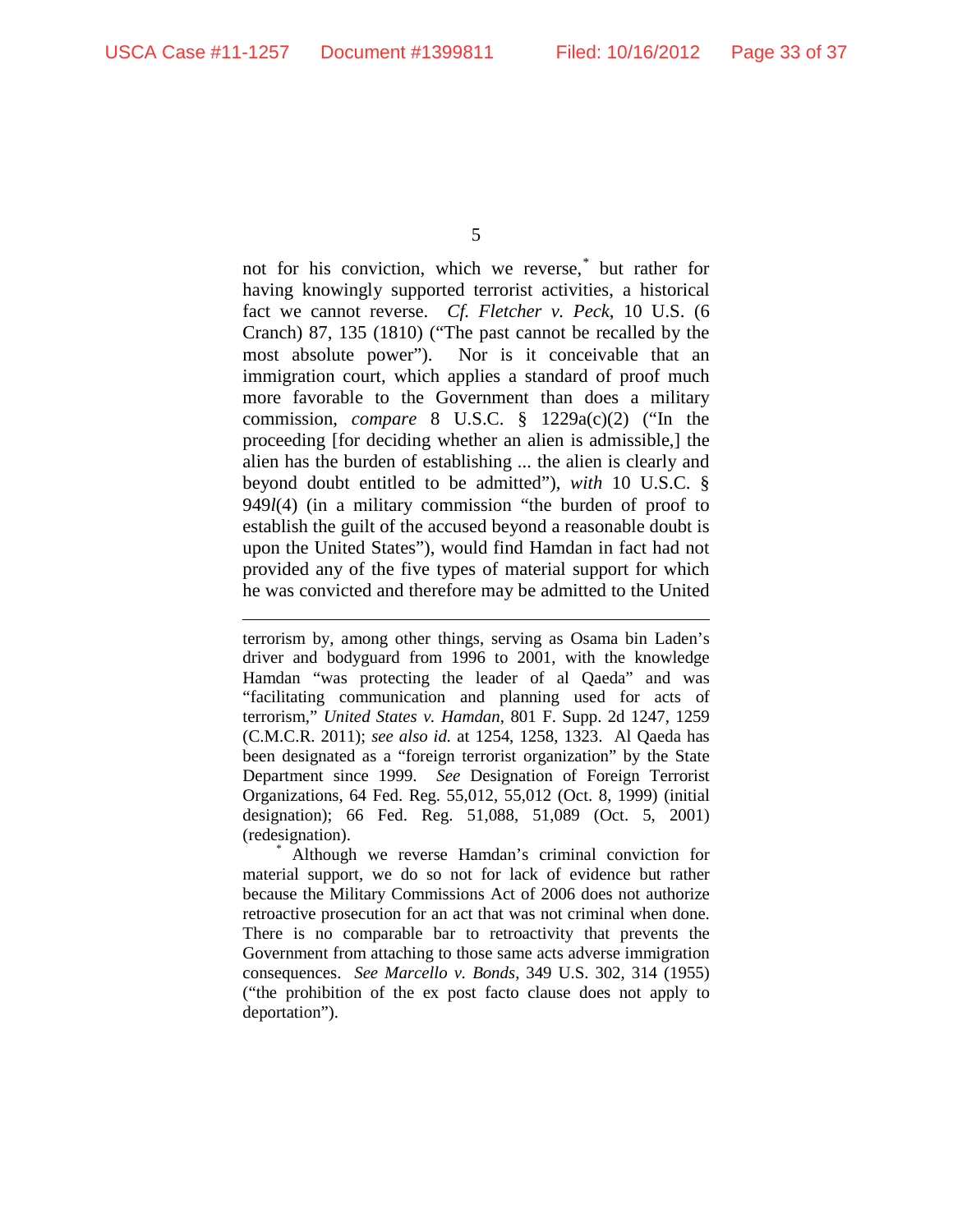not for his conviction, which we reverse,* but rather for having knowingly supported terrorist activities, a historical fact we cannot reverse. *Cf. Fletcher v. Peck*, 10 U.S. (6 Cranch) 87, 135 (1810) ("The past cannot be recalled by the most absolute power"). Nor is it conceivable that an immigration court, which applies a standard of proof much more favorable to the Government than does a military commission, *compare* 8 U.S.C. § 1229a(c)(2) ("In the proceeding [for deciding whether an alien is admissible,] the alien has the burden of establishing ... the alien is clearly and beyond doubt entitled to be admitted"), *with* 10 U.S.C. § 949*l*(4) (in a military commission "the burden of proof to establish the guilt of the accused beyond a reasonable doubt is upon the United States"), would find Hamdan in fact had not provided any of the five types of material support for which he was convicted and therefore may be admitted to the United

---

terrorism by, among other things, serving as Osama bin Laden's driver and bodyguard from 1996 to 2001, with the knowledge Hamdan "was protecting the leader of al Qaeda" and was "facilitating communication and planning used for acts of terrorism," *United States v. Hamdan*, 801 F. Supp. 2d 1247, 1259 (C.M.C.R. 2011); *see also id.* at 1254, 1258, 1323. Al Qaeda has been designated as a "foreign terrorist organization" by the State Department since 1999. *See* Designation of Foreign Terrorist Organizations, 64 Fed. Reg. 55,012, 55,012 (Oct. 8, 1999) (initial designation); 66 Fed. Reg. 51,088, 51,089 (Oct. 5, 2001) (redesignation).

\* Although we reverse Hamdan's criminal conviction for material support, we do so not for lack of evidence but rather because the Military Commissions Act of 2006 does not authorize retroactive prosecution for an act that was not criminal when done. There is no comparable bar to retroactivity that prevents the Government from attaching to those same acts adverse immigration consequences. *See Marcello v. Bonds*, 349 U.S. 302, 314 (1955) ("the prohibition of the ex post facto clause does not apply to deportation").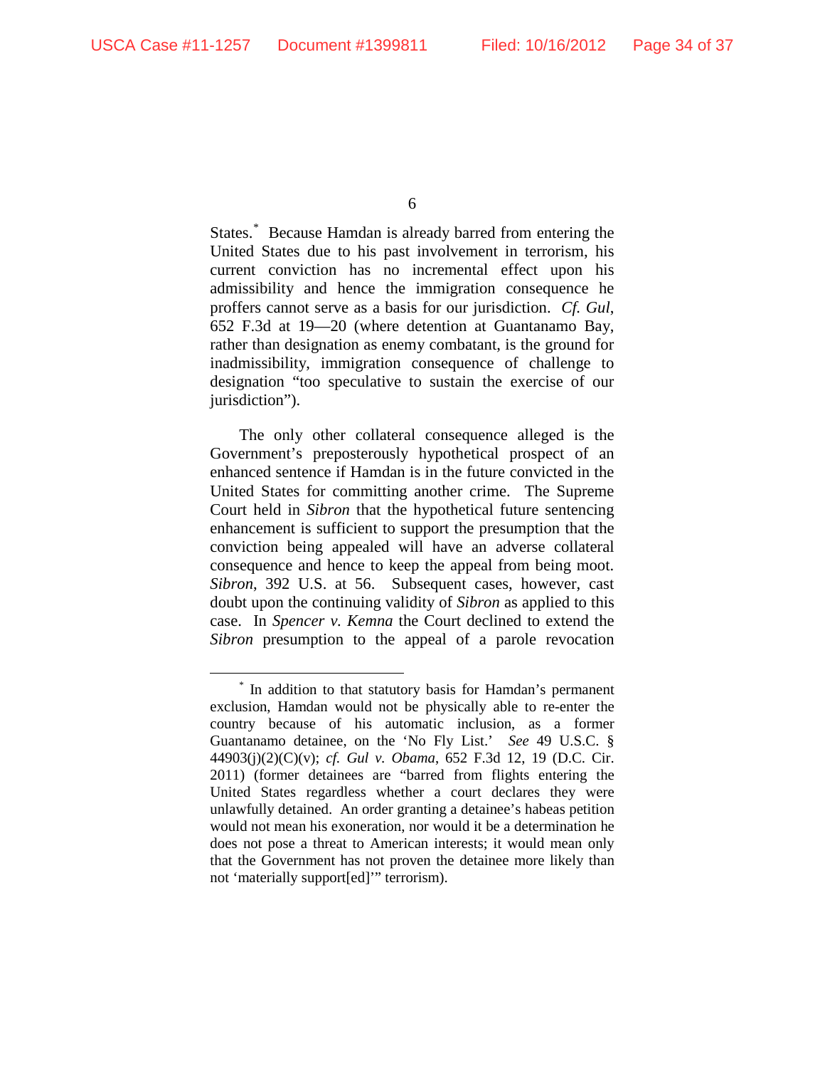States.[*] Because Hamdan is already barred from entering the United States due to his past involvement in terrorism, his current conviction has no incremental effect upon his admissibility and hence the immigration consequence he proffers cannot serve as a basis for our jurisdiction. *Cf. Gul*, 652 F.3d at 19—20 (where detention at Guantanamo Bay, rather than designation as enemy combatant, is the ground for inadmissibility, immigration consequence of challenge to designation "too speculative to sustain the exercise of our jurisdiction").

The only other collateral consequence alleged is the Government's preposterously hypothetical prospect of an enhanced sentence if Hamdan is in the future convicted in the United States for committing another crime. The Supreme Court held in *Sibron* that the hypothetical future sentencing enhancement is sufficient to support the presumption that the conviction being appealed will have an adverse collateral consequence and hence to keep the appeal from being moot. *Sibron*, 392 U.S. at 56. Subsequent cases, however, cast doubt upon the continuing validity of *Sibron* as applied to this case. In *Spencer v. Kemna* the Court declined to extend the *Sibron* presumption to the appeal of a parole revocation

---

[*] In addition to that statutory basis for Hamdan's permanent exclusion, Hamdan would not be physically able to re-enter the country because of his automatic inclusion, as a former Guantanamo detainee, on the 'No Fly List.' *See* 49 U.S.C. § 44903(j)(2)(C)(v); *cf. Gul v. Obama*, 652 F.3d 12, 19 (D.C. Cir. 2011) (former detainees are "barred from flights entering the United States regardless whether a court declares they were unlawfully detained. An order granting a detainee's habeas petition would not mean his exoneration, nor would it be a determination he does not pose a threat to American interests; it would mean only that the Government has not proven the detainee more likely than not 'materially support[ed]'" terrorism).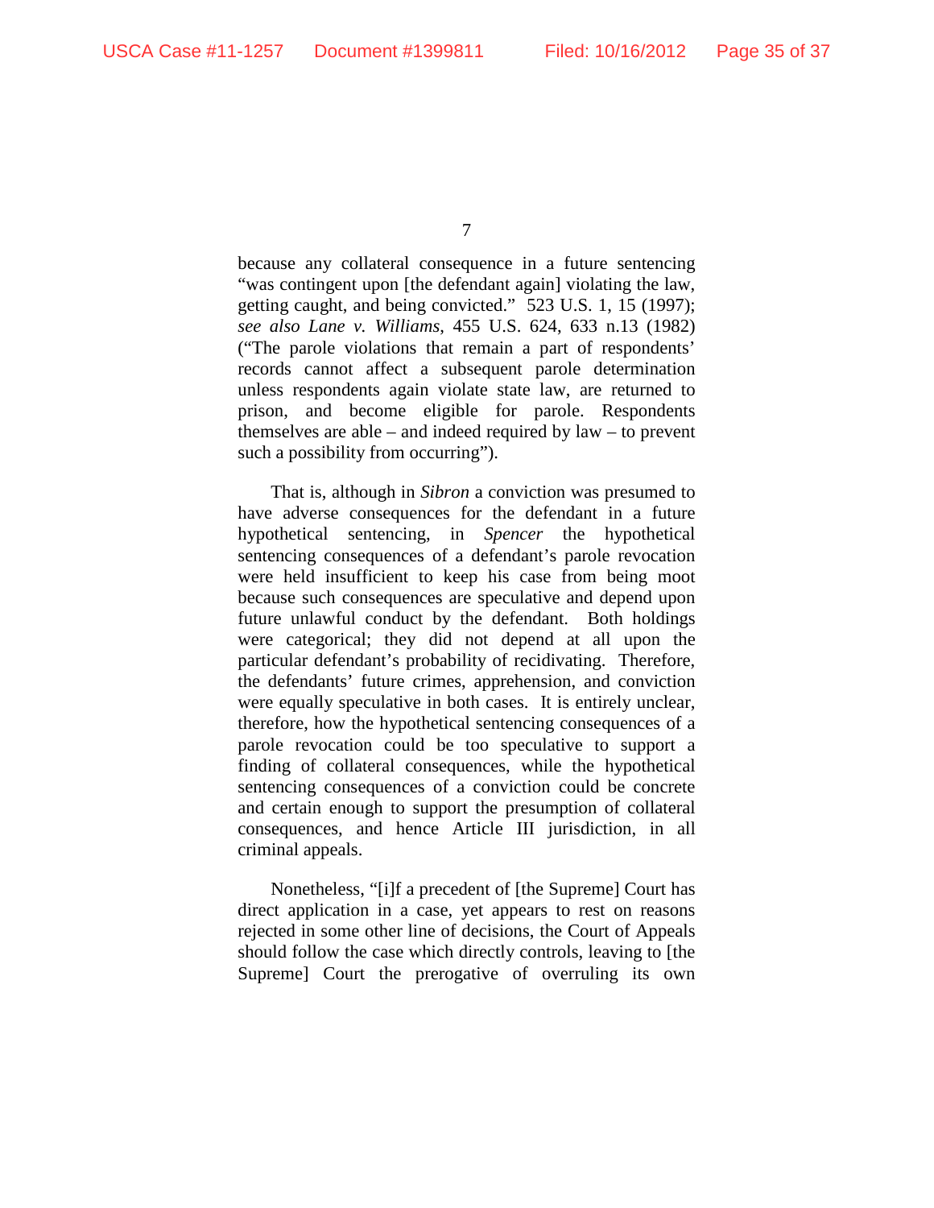because any collateral consequence in a future sentencing "was contingent upon [the defendant again] violating the law, getting caught, and being convicted." 523 U.S. 1, 15 (1997); *see also Lane v. Williams*, 455 U.S. 624, 633 n.13 (1982) ("The parole violations that remain a part of respondents' records cannot affect a subsequent parole determination unless respondents again violate state law, are returned to prison, and become eligible for parole. Respondents themselves are able – and indeed required by law – to prevent such a possibility from occurring").

That is, although in *Sibron* a conviction was presumed to have adverse consequences for the defendant in a future hypothetical sentencing, in *Spencer* the hypothetical sentencing consequences of a defendant's parole revocation were held insufficient to keep his case from being moot because such consequences are speculative and depend upon future unlawful conduct by the defendant. Both holdings were categorical; they did not depend at all upon the particular defendant's probability of recidivating. Therefore, the defendants' future crimes, apprehension, and conviction were equally speculative in both cases. It is entirely unclear, therefore, how the hypothetical sentencing consequences of a parole revocation could be too speculative to support a finding of collateral consequences, while the hypothetical sentencing consequences of a conviction could be concrete and certain enough to support the presumption of collateral consequences, and hence Article III jurisdiction, in all criminal appeals.

Nonetheless, "[i]f a precedent of [the Supreme] Court has direct application in a case, yet appears to rest on reasons rejected in some other line of decisions, the Court of Appeals should follow the case which directly controls, leaving to [the Supreme] Court the prerogative of overruling its own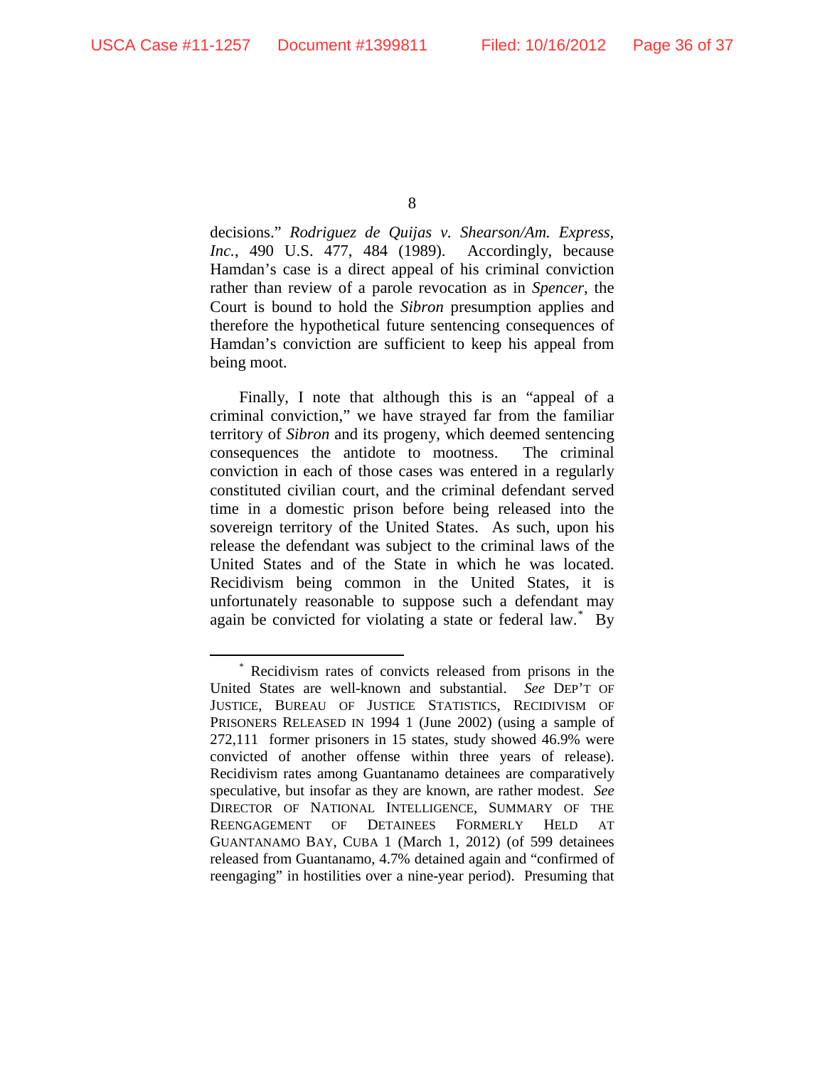decisions." *Rodriguez de Quijas v. Shearson/Am. Express, Inc.*, 490 U.S. 477, 484 (1989). Accordingly, because Hamdan's case is a direct appeal of his criminal conviction rather than review of a parole revocation as in *Spencer*, the Court is bound to hold the *Sibron* presumption applies and therefore the hypothetical future sentencing consequences of Hamdan's conviction are sufficient to keep his appeal from being moot.

Finally, I note that although this is an "appeal of a criminal conviction," we have strayed far from the familiar territory of *Sibron* and its progeny, which deemed sentencing consequences the antidote to mootness. The criminal conviction in each of those cases was entered in a regularly constituted civilian court, and the criminal defendant served time in a domestic prison before being released into the sovereign territory of the United States. As such, upon his release the defendant was subject to the criminal laws of the United States and of the State in which he was located. Recidivism being common in the United States, it is unfortunately reasonable to suppose such a defendant may again be convicted for violating a state or federal law.* By

---

\* Recidivism rates of convicts released from prisons in the United States are well-known and substantial. *See* DEP'T OF JUSTICE, BUREAU OF JUSTICE STATISTICS, RECIDIVISM OF PRISONERS RELEASED IN 1994 1 (June 2002) (using a sample of 272,111 former prisoners in 15 states, study showed 46.9% were convicted of another offense within three years of release). Recidivism rates among Guantanamo detainees are comparatively speculative, but insofar as they are known, are rather modest. *See* DIRECTOR OF NATIONAL INTELLIGENCE, SUMMARY OF THE REENGAGEMENT OF DETAINEES FORMERLY HELD AT GUANTANAMO BAY, CUBA 1 (March 1, 2012) (of 599 detainees released from Guantanamo, 4.7% detained again and "confirmed of reengaging" in hostilities over a nine-year period). Presuming that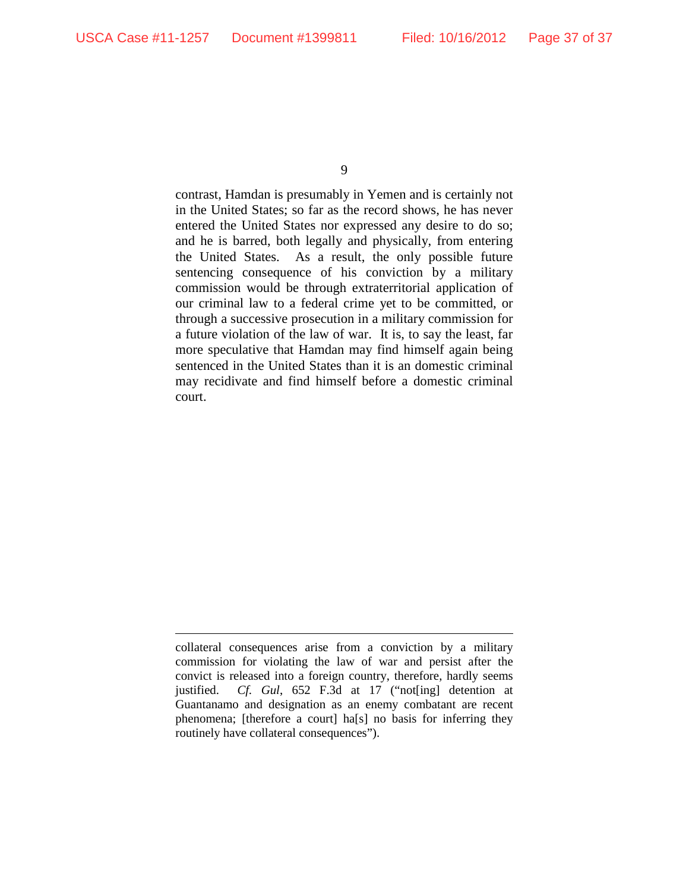contrast, Hamdan is presumably in Yemen and is certainly not in the United States; so far as the record shows, he has never entered the United States nor expressed any desire to do so; and he is barred, both legally and physically, from entering the United States. As a result, the only possible future sentencing consequence of his conviction by a military commission would be through extraterritorial application of our criminal law to a federal crime yet to be committed, or through a successive prosecution in a military commission for a future violation of the law of war. It is, to say the least, far more speculative that Hamdan may find himself again being sentenced in the United States than it is an domestic criminal may recidivate and find himself before a domestic criminal court.

---

collateral consequences arise from a conviction by a military commission for violating the law of war and persist after the convict is released into a foreign country, therefore, hardly seems justified. *Cf. Gul*, 652 F.3d at 17 ("not[ing] detention at Guantanamo and designation as an enemy combatant are recent phenomena; [therefore a court] ha[s] no basis for inferring they routinely have collateral consequences").